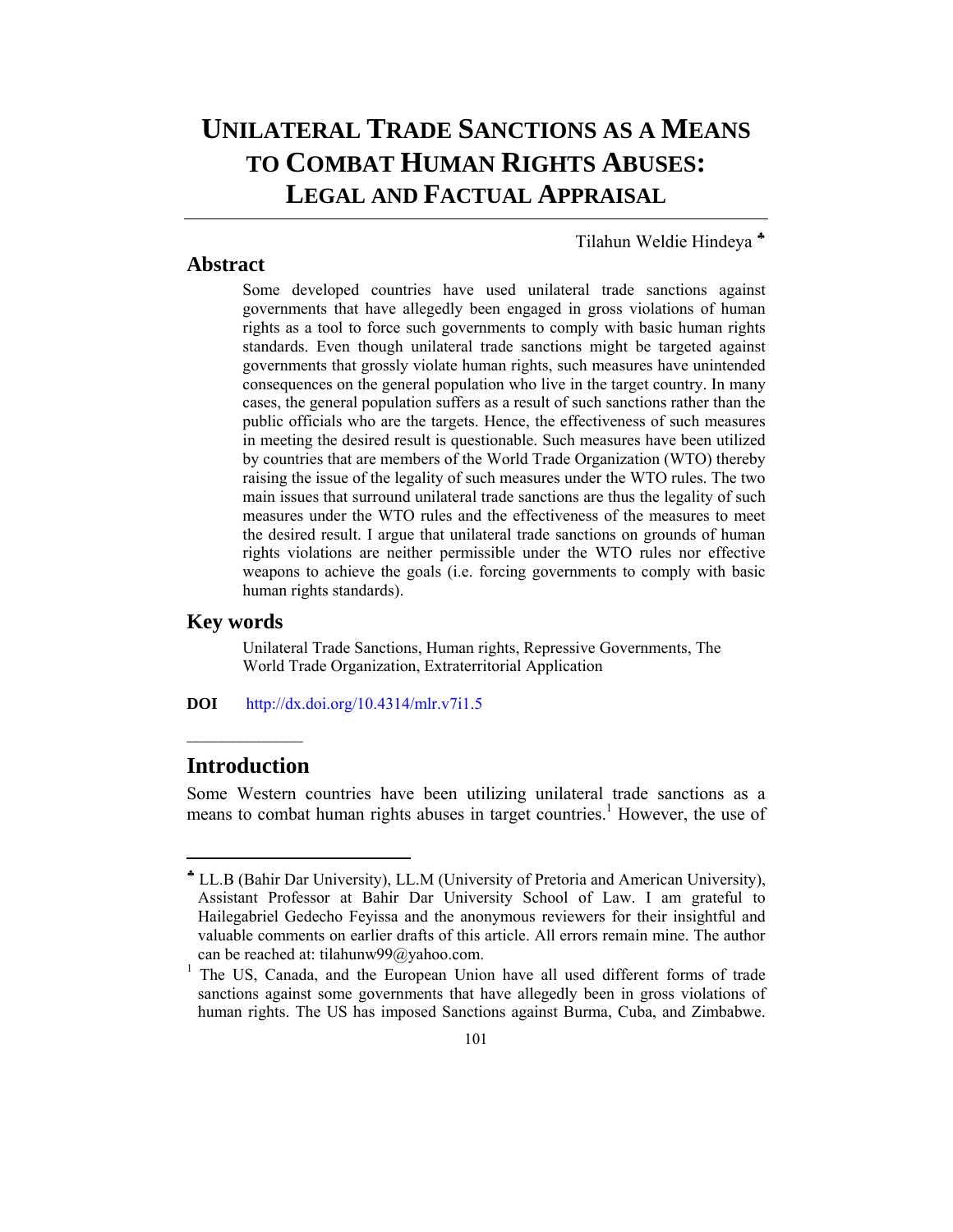# Unilateral Trade Sanctions as a Means to Combat Human Rights Abuses: Legal and Factual Appraisal

Tilahun Weldie Hindeya [♣]

## Abstract

Some developed countries have used unilateral trade sanctions against governments that have allegedly been engaged in gross violations of human rights as a tool to force such governments to comply with basic human rights standards. Even though unilateral trade sanctions might be targeted against governments that grossly violate human rights, such measures have unintended consequences on the general population who live in the target country. In many cases, the general population suffers as a result of such sanctions rather than the public officials who are the targets. Hence, the effectiveness of such measures in meeting the desired result is questionable. Such measures have been utilized by countries that are members of the World Trade Organization (WTO) thereby raising the issue of the legality of such measures under the WTO rules. The two main issues that surround unilateral trade sanctions are thus the legality of such measures under the WTO rules and the effectiveness of the measures to meet the desired result. I argue that unilateral trade sanctions on grounds of human rights violations are neither permissible under the WTO rules nor effective weapons to achieve the goals (i.e. forcing governments to comply with basic human rights standards).

## Key words

Unilateral Trade Sanctions, Human rights, Repressive Governments, The World Trade Organization, Extraterritorial Application

**DOI** http://dx.doi.org/10.4314/mlr.v7i1.5

---

## Introduction

Some Western countries have been utilizing unilateral trade sanctions as a means to combat human rights abuses in target countries.[1] However, the use of

---

[♣] LL.B (Bahir Dar University), LL.M (University of Pretoria and American University), Assistant Professor at Bahir Dar University School of Law. I am grateful to Hailegabriel Gedecho Feyissa and the anonymous reviewers for their insightful and valuable comments on earlier drafts of this article. All errors remain mine. The author can be reached at: tilahunw99@yahoo.com.

[1] The US, Canada, and the European Union have all used different forms of trade sanctions against some governments that have allegedly been in gross violations of human rights. The US has imposed Sanctions against Burma, Cuba, and Zimbabwe.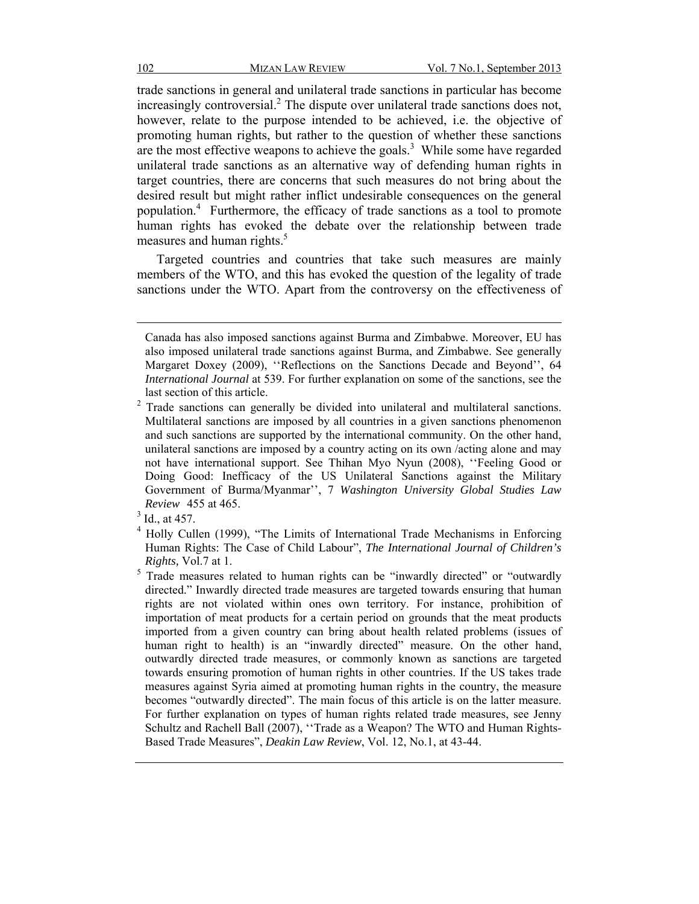trade sanctions in general and unilateral trade sanctions in particular has become increasingly controversial.[2] The dispute over unilateral trade sanctions does not, however, relate to the purpose intended to be achieved, i.e. the objective of promoting human rights, but rather to the question of whether these sanctions are the most effective weapons to achieve the goals.[3] While some have regarded unilateral trade sanctions as an alternative way of defending human rights in target countries, there are concerns that such measures do not bring about the desired result but might rather inflict undesirable consequences on the general population.[4] Furthermore, the efficacy of trade sanctions as a tool to promote human rights has evoked the debate over the relationship between trade measures and human rights.[5]

Targeted countries and countries that take such measures are mainly members of the WTO, and this has evoked the question of the legality of trade sanctions under the WTO. Apart from the controversy on the effectiveness of

---

Canada has also imposed sanctions against Burma and Zimbabwe. Moreover, EU has also imposed unilateral trade sanctions against Burma, and Zimbabwe. See generally Margaret Doxey (2009), ''Reflections on the Sanctions Decade and Beyond'', 64 *International Journal* at 539. For further explanation on some of the sanctions, see the last section of this article.

[2] Trade sanctions can generally be divided into unilateral and multilateral sanctions. Multilateral sanctions are imposed by all countries in a given sanctions phenomenon and such sanctions are supported by the international community. On the other hand, unilateral sanctions are imposed by a country acting on its own /acting alone and may not have international support. See Thihan Myo Nyun (2008), ''Feeling Good or Doing Good: Inefficacy of the US Unilateral Sanctions against the Military Government of Burma/Myanmar'', 7 *Washington University Global Studies Law Review* 455 at 465.

[3] Id., at 457.

[4] Holly Cullen (1999), "The Limits of International Trade Mechanisms in Enforcing Human Rights: The Case of Child Labour", *The International Journal of Children's Rights,* Vol.7 at 1.

[5] Trade measures related to human rights can be "inwardly directed" or "outwardly directed." Inwardly directed trade measures are targeted towards ensuring that human rights are not violated within ones own territory. For instance, prohibition of importation of meat products for a certain period on grounds that the meat products imported from a given country can bring about health related problems (issues of human right to health) is an "inwardly directed" measure. On the other hand, outwardly directed trade measures, or commonly known as sanctions are targeted towards ensuring promotion of human rights in other countries. If the US takes trade measures against Syria aimed at promoting human rights in the country, the measure becomes "outwardly directed". The main focus of this article is on the latter measure. For further explanation on types of human rights related trade measures, see Jenny Schultz and Rachell Ball (2007), ''Trade as a Weapon? The WTO and Human Rights-Based Trade Measures", *Deakin Law Review*, Vol. 12, No.1, at 43-44.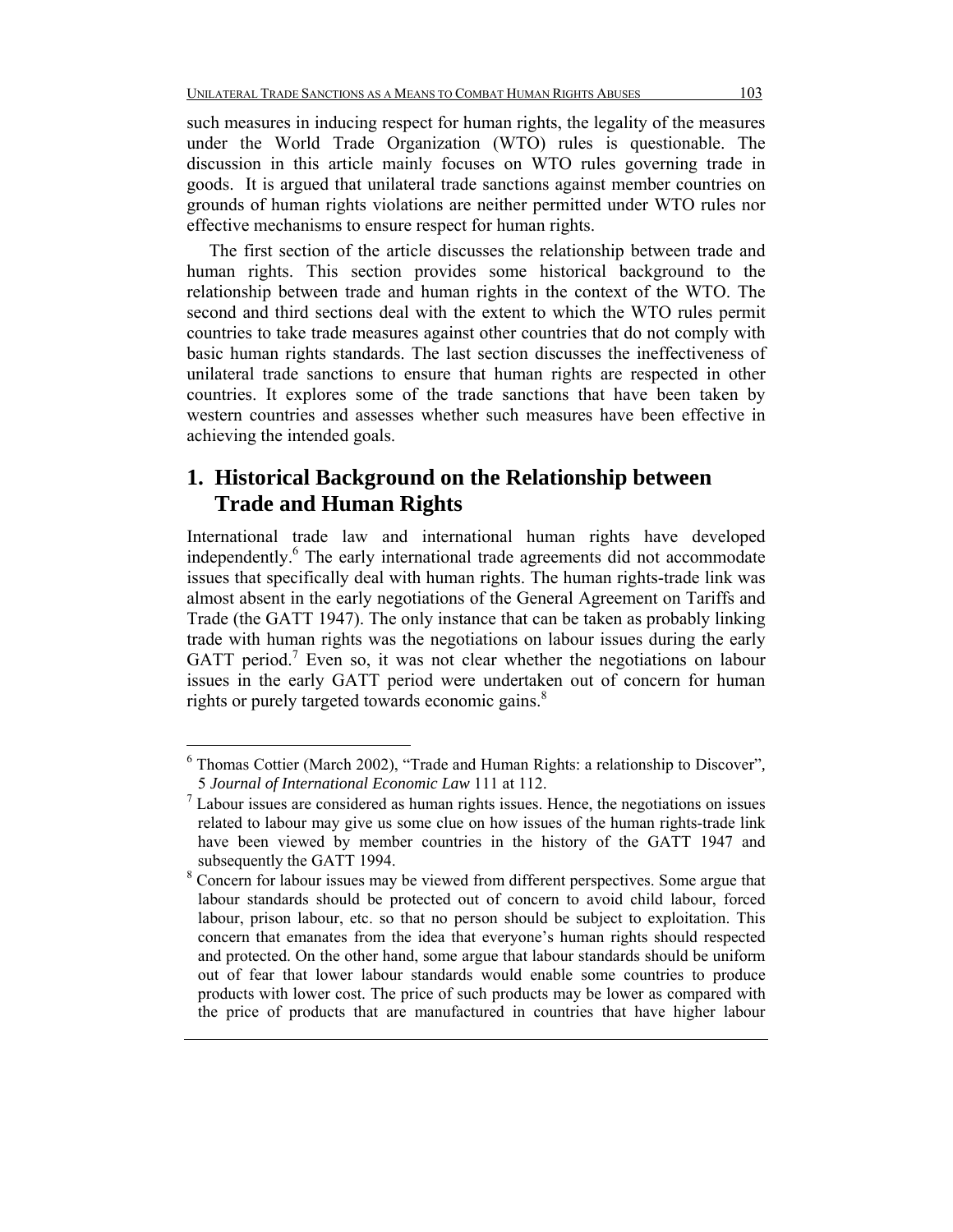such measures in inducing respect for human rights, the legality of the measures under the World Trade Organization (WTO) rules is questionable. The discussion in this article mainly focuses on WTO rules governing trade in goods. It is argued that unilateral trade sanctions against member countries on grounds of human rights violations are neither permitted under WTO rules nor effective mechanisms to ensure respect for human rights.

The first section of the article discusses the relationship between trade and human rights. This section provides some historical background to the relationship between trade and human rights in the context of the WTO. The second and third sections deal with the extent to which the WTO rules permit countries to take trade measures against other countries that do not comply with basic human rights standards. The last section discusses the ineffectiveness of unilateral trade sanctions to ensure that human rights are respected in other countries. It explores some of the trade sanctions that have been taken by western countries and assesses whether such measures have been effective in achieving the intended goals.

## 1. Historical Background on the Relationship between Trade and Human Rights

International trade law and international human rights have developed independently.[6] The early international trade agreements did not accommodate issues that specifically deal with human rights. The human rights-trade link was almost absent in the early negotiations of the General Agreement on Tariffs and Trade (the GATT 1947). The only instance that can be taken as probably linking trade with human rights was the negotiations on labour issues during the early GATT period.[7] Even so, it was not clear whether the negotiations on labour issues in the early GATT period were undertaken out of concern for human rights or purely targeted towards economic gains.[8]

---

[6] Thomas Cottier (March 2002), "Trade and Human Rights: a relationship to Discover", 5 *Journal of International Economic Law* 111 at 112.

[7] Labour issues are considered as human rights issues. Hence, the negotiations on issues related to labour may give us some clue on how issues of the human rights-trade link have been viewed by member countries in the history of the GATT 1947 and subsequently the GATT 1994.

[8] Concern for labour issues may be viewed from different perspectives. Some argue that labour standards should be protected out of concern to avoid child labour, forced labour, prison labour, etc. so that no person should be subject to exploitation. This concern that emanates from the idea that everyone's human rights should respected and protected. On the other hand, some argue that labour standards should be uniform out of fear that lower labour standards would enable some countries to produce products with lower cost. The price of such products may be lower as compared with the price of products that are manufactured in countries that have higher labour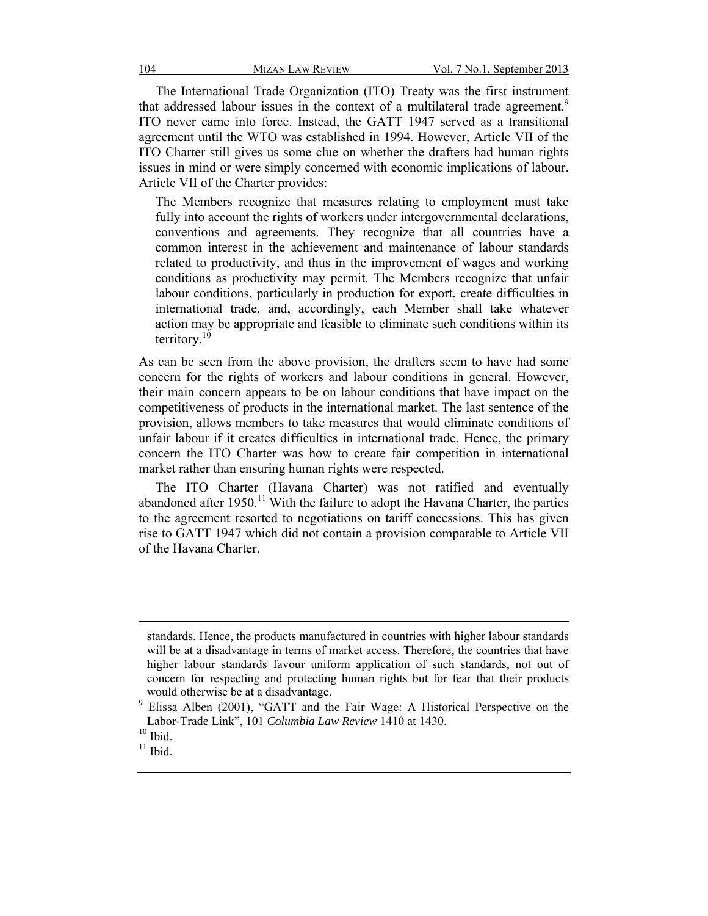The International Trade Organization (ITO) Treaty was the first instrument that addressed labour issues in the context of a multilateral trade agreement.[9] ITO never came into force. Instead, the GATT 1947 served as a transitional agreement until the WTO was established in 1994. However, Article VII of the ITO Charter still gives us some clue on whether the drafters had human rights issues in mind or were simply concerned with economic implications of labour. Article VII of the Charter provides:

> The Members recognize that measures relating to employment must take fully into account the rights of workers under intergovernmental declarations, conventions and agreements. They recognize that all countries have a common interest in the achievement and maintenance of labour standards related to productivity, and thus in the improvement of wages and working conditions as productivity may permit. The Members recognize that unfair labour conditions, particularly in production for export, create difficulties in international trade, and, accordingly, each Member shall take whatever action may be appropriate and feasible to eliminate such conditions within its territory.[10]

As can be seen from the above provision, the drafters seem to have had some concern for the rights of workers and labour conditions in general. However, their main concern appears to be on labour conditions that have impact on the competitiveness of products in the international market. The last sentence of the provision, allows members to take measures that would eliminate conditions of unfair labour if it creates difficulties in international trade. Hence, the primary concern the ITO Charter was how to create fair competition in international market rather than ensuring human rights were respected.

The ITO Charter (Havana Charter) was not ratified and eventually abandoned after 1950.[11] With the failure to adopt the Havana Charter, the parties to the agreement resorted to negotiations on tariff concessions. This has given rise to GATT 1947 which did not contain a provision comparable to Article VII of the Havana Charter.

---

standards. Hence, the products manufactured in countries with higher labour standards will be at a disadvantage in terms of market access. Therefore, the countries that have higher labour standards favour uniform application of such standards, not out of concern for respecting and protecting human rights but for fear that their products would otherwise be at a disadvantage.

[9] Elissa Alben (2001), "GATT and the Fair Wage: A Historical Perspective on the Labor-Trade Link", 101 *Columbia Law Review* 1410 at 1430.

[10] Ibid.

[11] Ibid.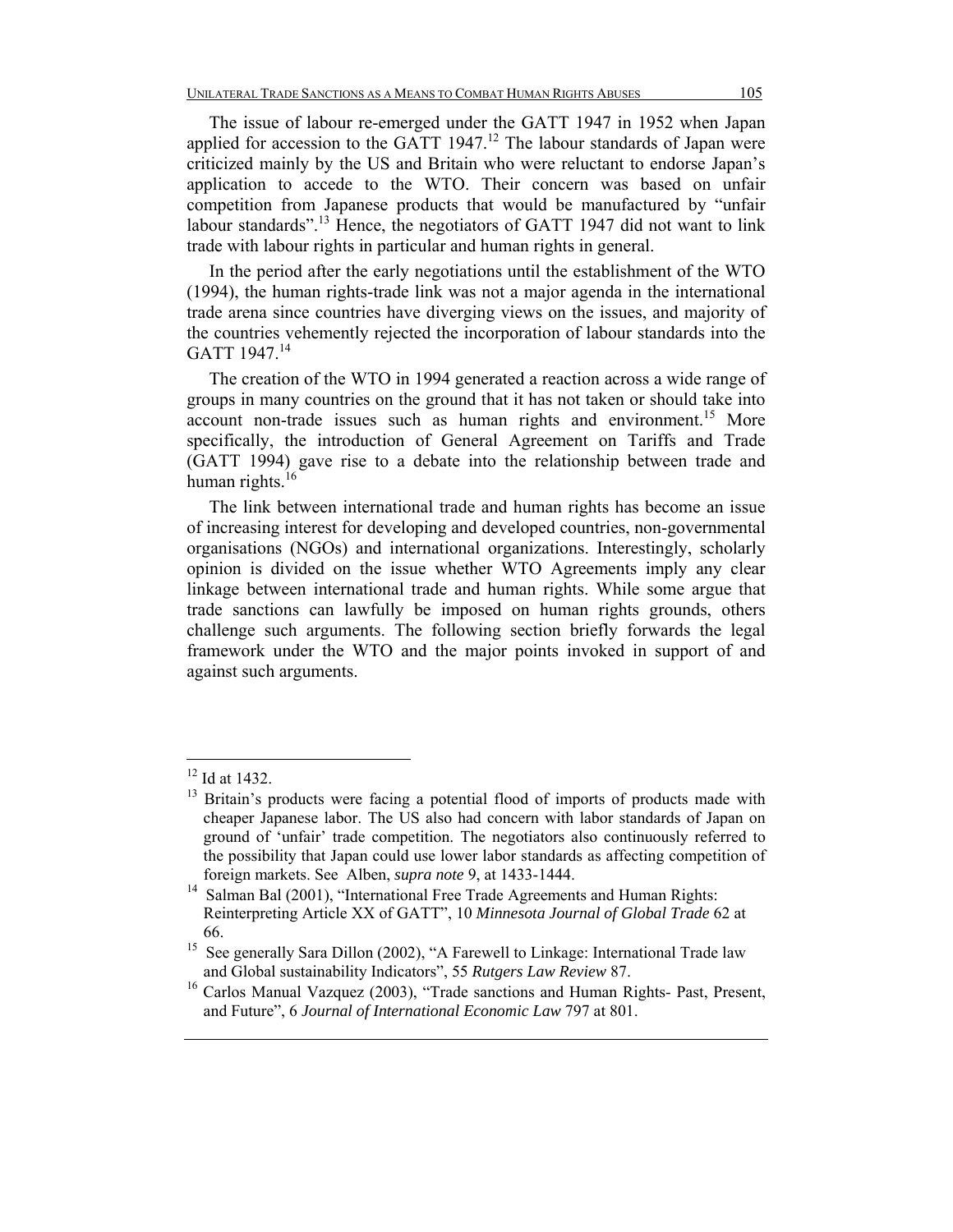The issue of labour re-emerged under the GATT 1947 in 1952 when Japan applied for accession to the GATT 1947.[12] The labour standards of Japan were criticized mainly by the US and Britain who were reluctant to endorse Japan's application to accede to the WTO. Their concern was based on unfair competition from Japanese products that would be manufactured by "unfair labour standards".[13] Hence, the negotiators of GATT 1947 did not want to link trade with labour rights in particular and human rights in general.

In the period after the early negotiations until the establishment of the WTO (1994), the human rights-trade link was not a major agenda in the international trade arena since countries have diverging views on the issues, and majority of the countries vehemently rejected the incorporation of labour standards into the GATT 1947.[14]

The creation of the WTO in 1994 generated a reaction across a wide range of groups in many countries on the ground that it has not taken or should take into account non-trade issues such as human rights and environment.[15] More specifically, the introduction of General Agreement on Tariffs and Trade (GATT 1994) gave rise to a debate into the relationship between trade and human rights.[16]

The link between international trade and human rights has become an issue of increasing interest for developing and developed countries, non-governmental organisations (NGOs) and international organizations. Interestingly, scholarly opinion is divided on the issue whether WTO Agreements imply any clear linkage between international trade and human rights. While some argue that trade sanctions can lawfully be imposed on human rights grounds, others challenge such arguments. The following section briefly forwards the legal framework under the WTO and the major points invoked in support of and against such arguments.

---

[12] Id at 1432.

[13] Britain's products were facing a potential flood of imports of products made with cheaper Japanese labor. The US also had concern with labor standards of Japan on ground of 'unfair' trade competition. The negotiators also continuously referred to the possibility that Japan could use lower labor standards as affecting competition of foreign markets. See Alben, *supra note* 9, at 1433-1444.

[14] Salman Bal (2001), "International Free Trade Agreements and Human Rights: Reinterpreting Article XX of GATT", 10 *Minnesota Journal of Global Trade* 62 at 66.

[15] See generally Sara Dillon (2002), "A Farewell to Linkage: International Trade law and Global sustainability Indicators", 55 *Rutgers Law Review* 87.

[16] Carlos Manual Vazquez (2003), "Trade sanctions and Human Rights- Past, Present, and Future", 6 *Journal of International Economic Law* 797 at 801.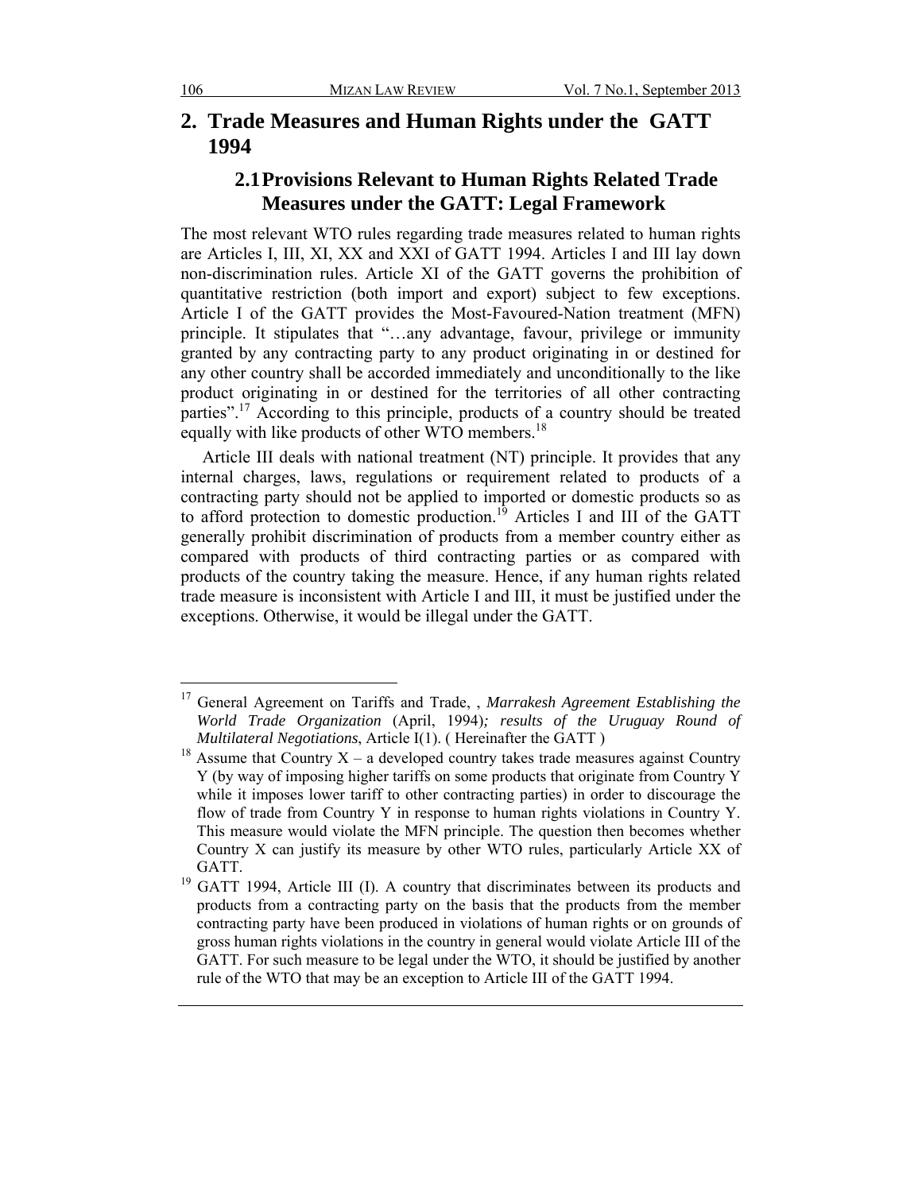## 2. Trade Measures and Human Rights under the GATT 1994

### 2.1 Provisions Relevant to Human Rights Related Trade Measures under the GATT: Legal Framework

The most relevant WTO rules regarding trade measures related to human rights are Articles I, III, XI, XX and XXI of GATT 1994. Articles I and III lay down non-discrimination rules. Article XI of the GATT governs the prohibition of quantitative restriction (both import and export) subject to few exceptions. Article I of the GATT provides the Most-Favoured-Nation treatment (MFN) principle. It stipulates that "…any advantage, favour, privilege or immunity granted by any contracting party to any product originating in or destined for any other country shall be accorded immediately and unconditionally to the like product originating in or destined for the territories of all other contracting parties".[17] According to this principle, products of a country should be treated equally with like products of other WTO members.[18]

Article III deals with national treatment (NT) principle. It provides that any internal charges, laws, regulations or requirement related to products of a contracting party should not be applied to imported or domestic products so as to afford protection to domestic production.[19] Articles I and III of the GATT generally prohibit discrimination of products from a member country either as compared with products of third contracting parties or as compared with products of the country taking the measure. Hence, if any human rights related trade measure is inconsistent with Article I and III, it must be justified under the exceptions. Otherwise, it would be illegal under the GATT.

---

[17] General Agreement on Tariffs and Trade, , *Marrakesh Agreement Establishing the World Trade Organization* (April, 1994)*; results of the Uruguay Round of Multilateral Negotiations*, Article I(1). ( Hereinafter the GATT )

[18] Assume that Country X – a developed country takes trade measures against Country Y (by way of imposing higher tariffs on some products that originate from Country Y while it imposes lower tariff to other contracting parties) in order to discourage the flow of trade from Country Y in response to human rights violations in Country Y. This measure would violate the MFN principle. The question then becomes whether Country X can justify its measure by other WTO rules, particularly Article XX of GATT.

[19] GATT 1994, Article III (I). A country that discriminates between its products and products from a contracting party on the basis that the products from the member contracting party have been produced in violations of human rights or on grounds of gross human rights violations in the country in general would violate Article III of the GATT. For such measure to be legal under the WTO, it should be justified by another rule of the WTO that may be an exception to Article III of the GATT 1994.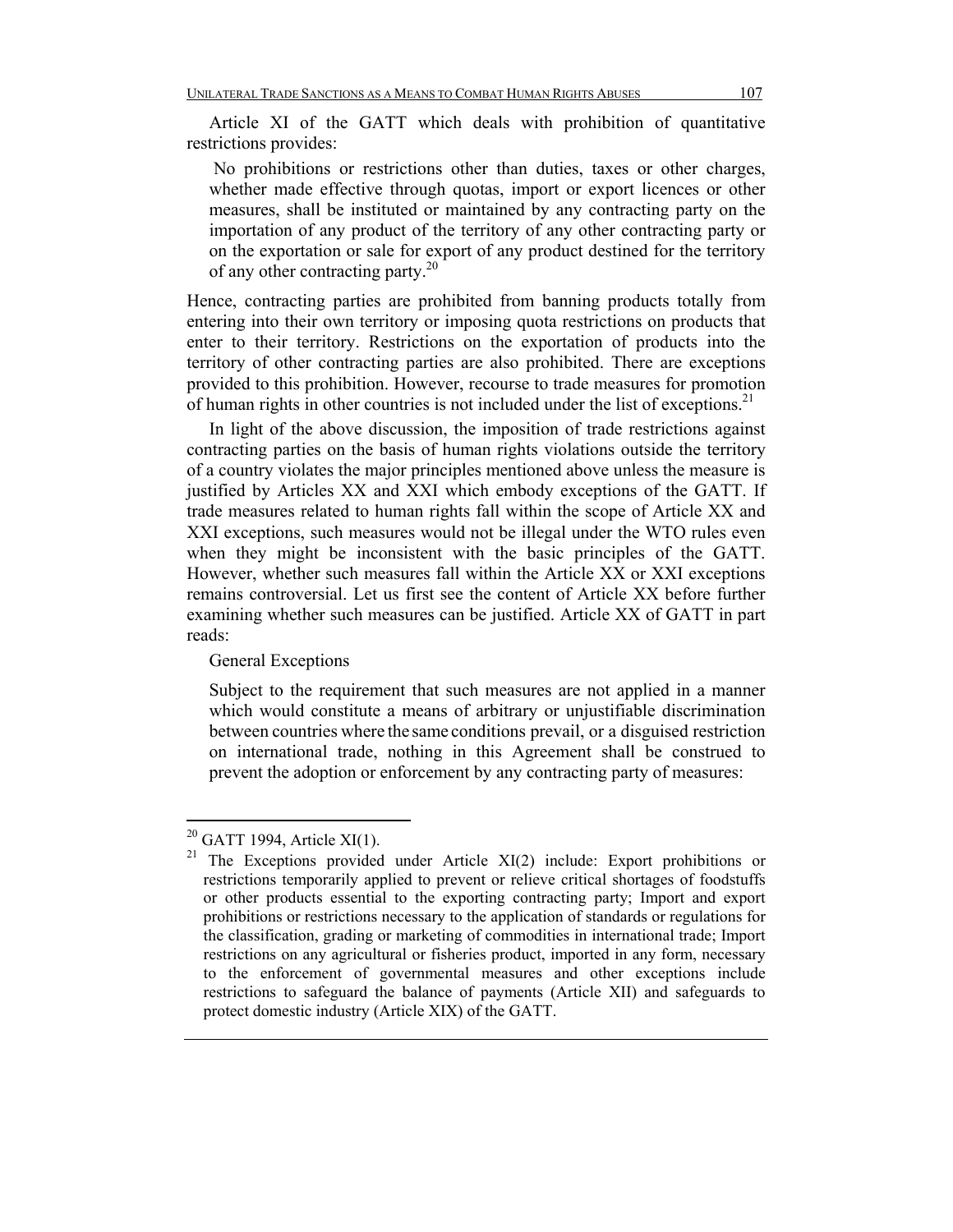Article XI of the GATT which deals with prohibition of quantitative restrictions provides:

> No prohibitions or restrictions other than duties, taxes or other charges, whether made effective through quotas, import or export licences or other measures, shall be instituted or maintained by any contracting party on the importation of any product of the territory of any other contracting party or on the exportation or sale for export of any product destined for the territory of any other contracting party.[20]

Hence, contracting parties are prohibited from banning products totally from entering into their own territory or imposing quota restrictions on products that enter to their territory. Restrictions on the exportation of products into the territory of other contracting parties are also prohibited. There are exceptions provided to this prohibition. However, recourse to trade measures for promotion of human rights in other countries is not included under the list of exceptions.[21]

In light of the above discussion, the imposition of trade restrictions against contracting parties on the basis of human rights violations outside the territory of a country violates the major principles mentioned above unless the measure is justified by Articles XX and XXI which embody exceptions of the GATT. If trade measures related to human rights fall within the scope of Article XX and XXI exceptions, such measures would not be illegal under the WTO rules even when they might be inconsistent with the basic principles of the GATT. However, whether such measures fall within the Article XX or XXI exceptions remains controversial. Let us first see the content of Article XX before further examining whether such measures can be justified. Article XX of GATT in part reads:

> General Exceptions
>
> Subject to the requirement that such measures are not applied in a manner which would constitute a means of arbitrary or unjustifiable discrimination between countries where the same conditions prevail, or a disguised restriction on international trade, nothing in this Agreement shall be construed to prevent the adoption or enforcement by any contracting party of measures:

---

[20] GATT 1994, Article XI(1).

[21] The Exceptions provided under Article XI(2) include: Export prohibitions or restrictions temporarily applied to prevent or relieve critical shortages of foodstuffs or other products essential to the exporting contracting party; Import and export prohibitions or restrictions necessary to the application of standards or regulations for the classification, grading or marketing of commodities in international trade; Import restrictions on any agricultural or fisheries product, imported in any form, necessary to the enforcement of governmental measures and other exceptions include restrictions to safeguard the balance of payments (Article XII) and safeguards to protect domestic industry (Article XIX) of the GATT.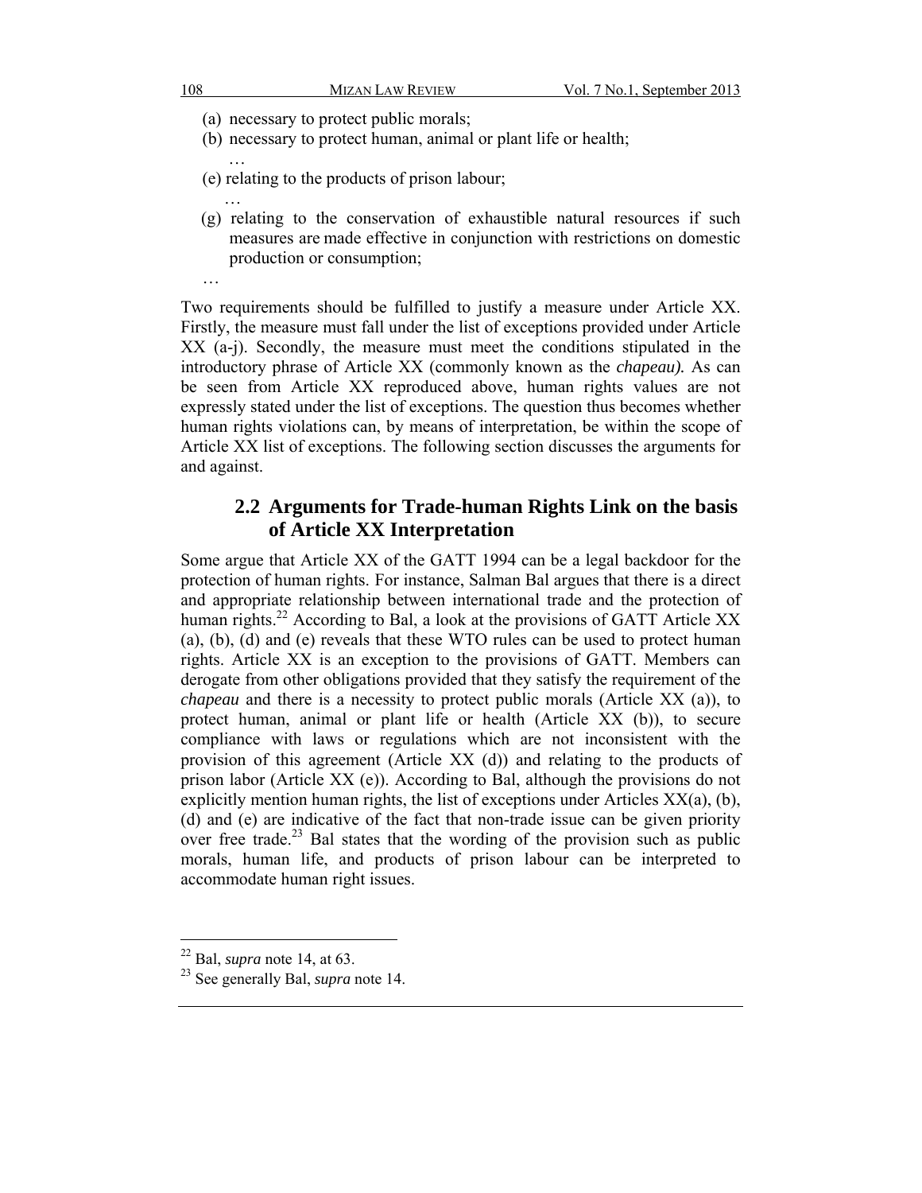(a) necessary to protect public morals;
(b) necessary to protect human, animal or plant life or health;
…
(e) relating to the products of prison labour;
…
(g) relating to the conservation of exhaustible natural resources if such measures are made effective in conjunction with restrictions on domestic production or consumption;

…

Two requirements should be fulfilled to justify a measure under Article XX. Firstly, the measure must fall under the list of exceptions provided under Article XX (a-j). Secondly, the measure must meet the conditions stipulated in the introductory phrase of Article XX (commonly known as the ***chapeau).*** As can be seen from Article XX reproduced above, human rights values are not expressly stated under the list of exceptions. The question thus becomes whether human rights violations can, by means of interpretation, be within the scope of Article XX list of exceptions. The following section discusses the arguments for and against.

## 2.2 Arguments for Trade-human Rights Link on the basis of Article XX Interpretation

Some argue that Article XX of the GATT 1994 can be a legal backdoor for the protection of human rights. For instance, Salman Bal argues that there is a direct and appropriate relationship between international trade and the protection of human rights.[22] According to Bal, a look at the provisions of GATT Article XX (a), (b), (d) and (e) reveals that these WTO rules can be used to protect human rights. Article XX is an exception to the provisions of GATT. Members can derogate from other obligations provided that they satisfy the requirement of the *chapeau* and there is a necessity to protect public morals (Article XX (a)), to protect human, animal or plant life or health (Article XX (b)), to secure compliance with laws or regulations which are not inconsistent with the provision of this agreement (Article XX (d)) and relating to the products of prison labor (Article XX (e)). According to Bal, although the provisions do not explicitly mention human rights, the list of exceptions under Articles XX(a), (b), (d) and (e) are indicative of the fact that non-trade issue can be given priority over free trade.[23] Bal states that the wording of the provision such as public morals, human life, and products of prison labour can be interpreted to accommodate human right issues.

---

[22] Bal, *supra* note 14, at 63.

[23] See generally Bal, *supra* note 14.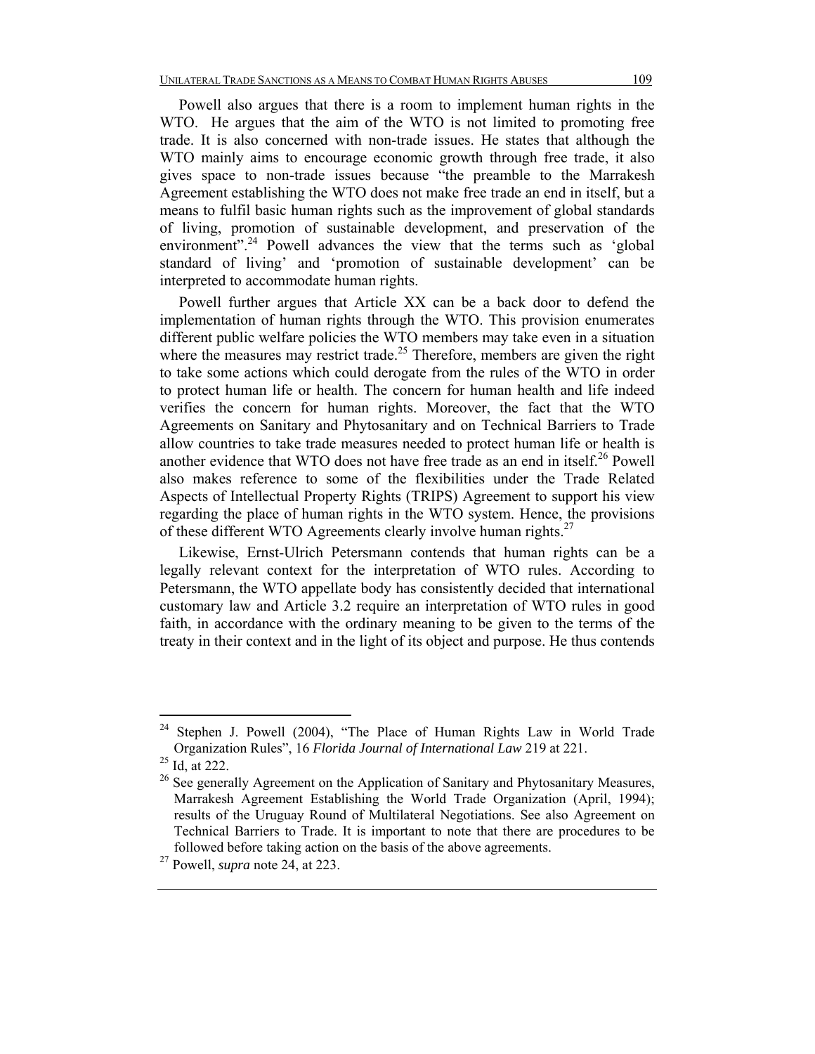Powell also argues that there is a room to implement human rights in the WTO. He argues that the aim of the WTO is not limited to promoting free trade. It is also concerned with non-trade issues. He states that although the WTO mainly aims to encourage economic growth through free trade, it also gives space to non-trade issues because "the preamble to the Marrakesh Agreement establishing the WTO does not make free trade an end in itself, but a means to fulfil basic human rights such as the improvement of global standards of living, promotion of sustainable development, and preservation of the environment".[24] Powell advances the view that the terms such as 'global standard of living' and 'promotion of sustainable development' can be interpreted to accommodate human rights.

Powell further argues that Article XX can be a back door to defend the implementation of human rights through the WTO. This provision enumerates different public welfare policies the WTO members may take even in a situation where the measures may restrict trade.[25] Therefore, members are given the right to take some actions which could derogate from the rules of the WTO in order to protect human life or health. The concern for human health and life indeed verifies the concern for human rights. Moreover, the fact that the WTO Agreements on Sanitary and Phytosanitary and on Technical Barriers to Trade allow countries to take trade measures needed to protect human life or health is another evidence that WTO does not have free trade as an end in itself.[26] Powell also makes reference to some of the flexibilities under the Trade Related Aspects of Intellectual Property Rights (TRIPS) Agreement to support his view regarding the place of human rights in the WTO system. Hence, the provisions of these different WTO Agreements clearly involve human rights.[27]

Likewise, Ernst-Ulrich Petersmann contends that human rights can be a legally relevant context for the interpretation of WTO rules. According to Petersmann, the WTO appellate body has consistently decided that international customary law and Article 3.2 require an interpretation of WTO rules in good faith, in accordance with the ordinary meaning to be given to the terms of the treaty in their context and in the light of its object and purpose. He thus contends

---

[24] Stephen J. Powell (2004), "The Place of Human Rights Law in World Trade Organization Rules", 16 *Florida Journal of International Law* 219 at 221.

[25] Id, at 222.

[26] See generally Agreement on the Application of Sanitary and Phytosanitary Measures, Marrakesh Agreement Establishing the World Trade Organization (April, 1994); results of the Uruguay Round of Multilateral Negotiations. See also Agreement on Technical Barriers to Trade. It is important to note that there are procedures to be followed before taking action on the basis of the above agreements.

[27] Powell, *supra* note 24, at 223.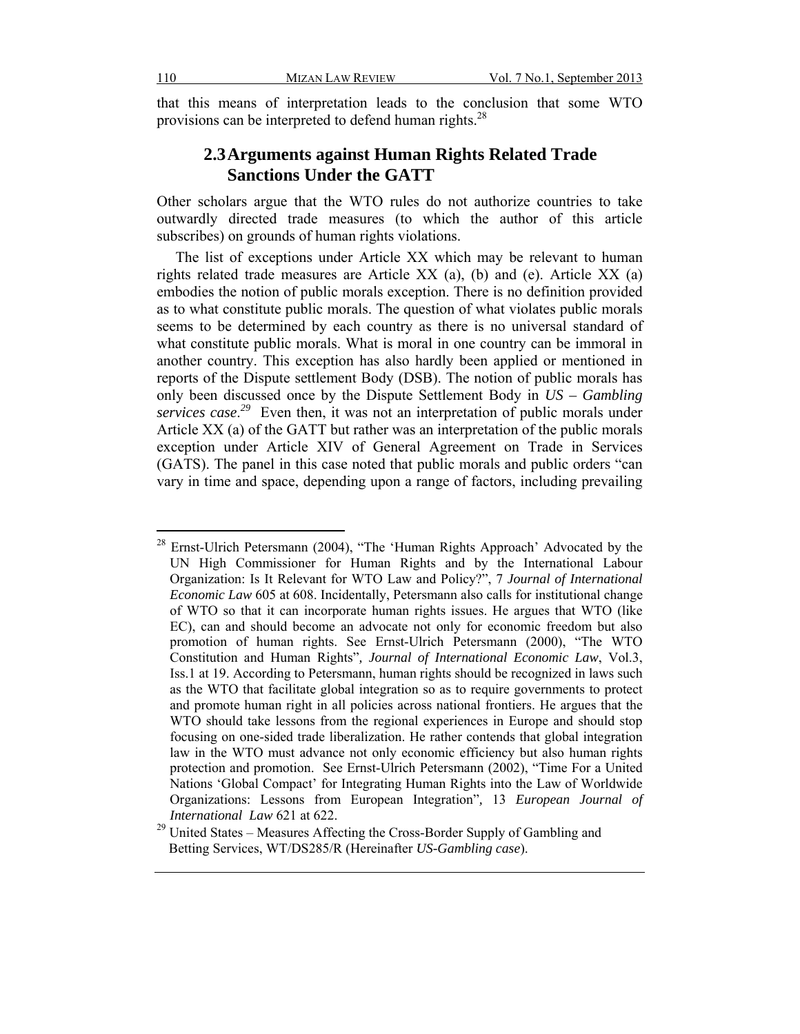that this means of interpretation leads to the conclusion that some WTO provisions can be interpreted to defend human rights.[28]

## 2.3 Arguments against Human Rights Related Trade Sanctions Under the GATT

Other scholars argue that the WTO rules do not authorize countries to take outwardly directed trade measures (to which the author of this article subscribes) on grounds of human rights violations.

The list of exceptions under Article XX which may be relevant to human rights related trade measures are Article XX (a), (b) and (e). Article XX (a) embodies the notion of public morals exception. There is no definition provided as to what constitute public morals. The question of what violates public morals seems to be determined by each country as there is no universal standard of what constitute public morals. What is moral in one country can be immoral in another country. This exception has also hardly been applied or mentioned in reports of the Dispute settlement Body (DSB). The notion of public morals has only been discussed once by the Dispute Settlement Body in *US – Gambling services case*.[29] Even then, it was not an interpretation of public morals under Article XX (a) of the GATT but rather was an interpretation of the public morals exception under Article XIV of General Agreement on Trade in Services (GATS). The panel in this case noted that public morals and public orders "can vary in time and space, depending upon a range of factors, including prevailing

---

[28] Ernst-Ulrich Petersmann (2004), "The 'Human Rights Approach' Advocated by the UN High Commissioner for Human Rights and by the International Labour Organization: Is It Relevant for WTO Law and Policy?", 7 *Journal of International Economic Law* 605 at 608. Incidentally, Petersmann also calls for institutional change of WTO so that it can incorporate human rights issues. He argues that WTO (like EC), can and should become an advocate not only for economic freedom but also promotion of human rights. See Ernst-Ulrich Petersmann (2000), "The WTO Constitution and Human Rights"*, Journal of International Economic Law*, Vol.3, Iss.1 at 19. According to Petersmann, human rights should be recognized in laws such as the WTO that facilitate global integration so as to require governments to protect and promote human right in all policies across national frontiers. He argues that the WTO should take lessons from the regional experiences in Europe and should stop focusing on one-sided trade liberalization. He rather contends that global integration law in the WTO must advance not only economic efficiency but also human rights protection and promotion. See Ernst-Ulrich Petersmann (2002), "Time For a United Nations 'Global Compact' for Integrating Human Rights into the Law of Worldwide Organizations: Lessons from European Integration"*,* 13 *European Journal of International Law* 621 at 622.

[29] United States – Measures Affecting the Cross-Border Supply of Gambling and Betting Services, WT/DS285/R (Hereinafter *US-Gambling case*).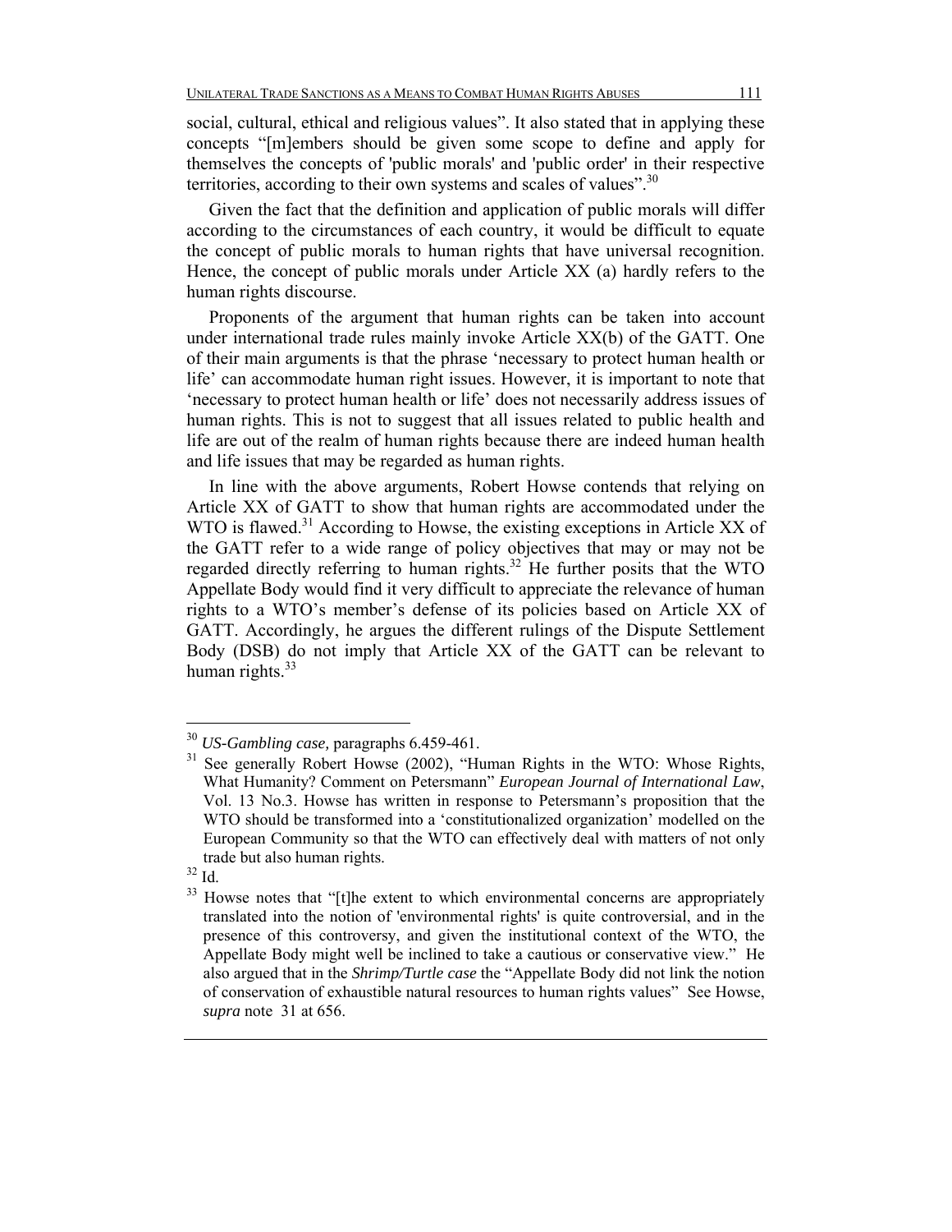social, cultural, ethical and religious values". It also stated that in applying these concepts "[m]embers should be given some scope to define and apply for themselves the concepts of 'public morals' and 'public order' in their respective territories, according to their own systems and scales of values".[30]

Given the fact that the definition and application of public morals will differ according to the circumstances of each country, it would be difficult to equate the concept of public morals to human rights that have universal recognition. Hence, the concept of public morals under Article XX (a) hardly refers to the human rights discourse.

Proponents of the argument that human rights can be taken into account under international trade rules mainly invoke Article XX(b) of the GATT. One of their main arguments is that the phrase 'necessary to protect human health or life' can accommodate human right issues. However, it is important to note that 'necessary to protect human health or life' does not necessarily address issues of human rights. This is not to suggest that all issues related to public health and life are out of the realm of human rights because there are indeed human health and life issues that may be regarded as human rights.

In line with the above arguments, Robert Howse contends that relying on Article XX of GATT to show that human rights are accommodated under the WTO is flawed.[31] According to Howse, the existing exceptions in Article XX of the GATT refer to a wide range of policy objectives that may or may not be regarded directly referring to human rights.[32] He further posits that the WTO Appellate Body would find it very difficult to appreciate the relevance of human rights to a WTO's member's defense of its policies based on Article XX of GATT. Accordingly, he argues the different rulings of the Dispute Settlement Body (DSB) do not imply that Article XX of the GATT can be relevant to human rights.[33]

---

[30] *US-Gambling case,* paragraphs 6.459-461.

[31] See generally Robert Howse (2002), "Human Rights in the WTO: Whose Rights, What Humanity? Comment on Petersmann" *European Journal of International Law*, Vol. 13 No.3. Howse has written in response to Petersmann's proposition that the WTO should be transformed into a 'constitutionalized organization' modelled on the European Community so that the WTO can effectively deal with matters of not only trade but also human rights.

[32] Id.

[33] Howse notes that "[t]he extent to which environmental concerns are appropriately translated into the notion of 'environmental rights' is quite controversial, and in the presence of this controversy, and given the institutional context of the WTO, the Appellate Body might well be inclined to take a cautious or conservative view." He also argued that in the ***Shrimp/Turtle case*** the "Appellate Body did not link the notion of conservation of exhaustible natural resources to human rights values" See Howse, ***supra*** note 31 at 656.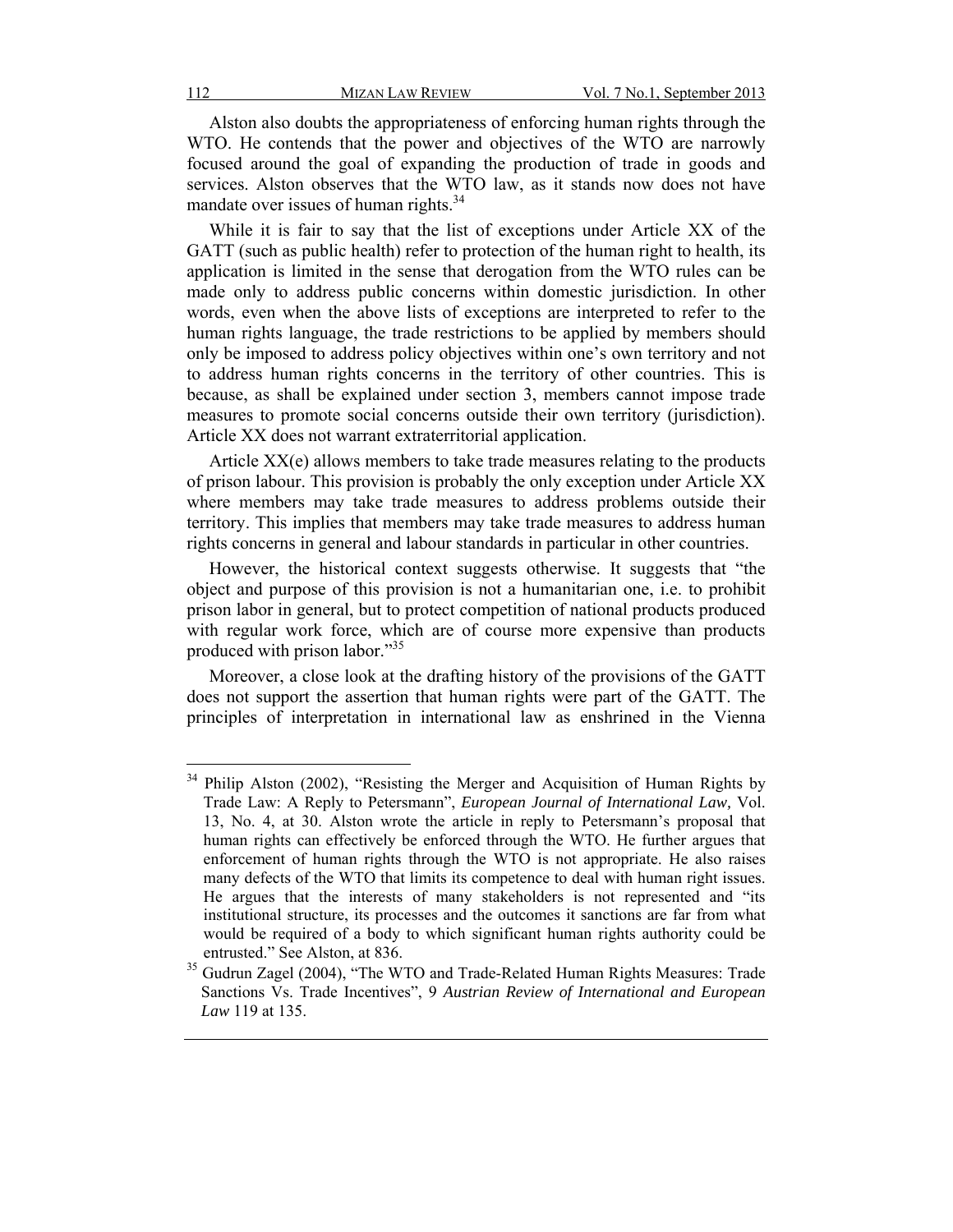Alston also doubts the appropriateness of enforcing human rights through the WTO. He contends that the power and objectives of the WTO are narrowly focused around the goal of expanding the production of trade in goods and services. Alston observes that the WTO law, as it stands now does not have mandate over issues of human rights.[34]

While it is fair to say that the list of exceptions under Article XX of the GATT (such as public health) refer to protection of the human right to health, its application is limited in the sense that derogation from the WTO rules can be made only to address public concerns within domestic jurisdiction. In other words, even when the above lists of exceptions are interpreted to refer to the human rights language, the trade restrictions to be applied by members should only be imposed to address policy objectives within one's own territory and not to address human rights concerns in the territory of other countries. This is because, as shall be explained under section 3, members cannot impose trade measures to promote social concerns outside their own territory (jurisdiction). Article XX does not warrant extraterritorial application.

Article XX(e) allows members to take trade measures relating to the products of prison labour. This provision is probably the only exception under Article XX where members may take trade measures to address problems outside their territory. This implies that members may take trade measures to address human rights concerns in general and labour standards in particular in other countries.

However, the historical context suggests otherwise. It suggests that "the object and purpose of this provision is not a humanitarian one, i.e. to prohibit prison labor in general, but to protect competition of national products produced with regular work force, which are of course more expensive than products produced with prison labor."[35]

Moreover, a close look at the drafting history of the provisions of the GATT does not support the assertion that human rights were part of the GATT. The principles of interpretation in international law as enshrined in the Vienna

---

[34] Philip Alston (2002), "Resisting the Merger and Acquisition of Human Rights by Trade Law: A Reply to Petersmann", *European Journal of International Law,* Vol. 13, No. 4, at 30. Alston wrote the article in reply to Petersmann's proposal that human rights can effectively be enforced through the WTO. He further argues that enforcement of human rights through the WTO is not appropriate. He also raises many defects of the WTO that limits its competence to deal with human right issues. He argues that the interests of many stakeholders is not represented and "its institutional structure, its processes and the outcomes it sanctions are far from what would be required of a body to which significant human rights authority could be entrusted." See Alston, at 836.

[35] Gudrun Zagel (2004), "The WTO and Trade-Related Human Rights Measures: Trade Sanctions Vs. Trade Incentives", 9 *Austrian Review of International and European Law* 119 at 135.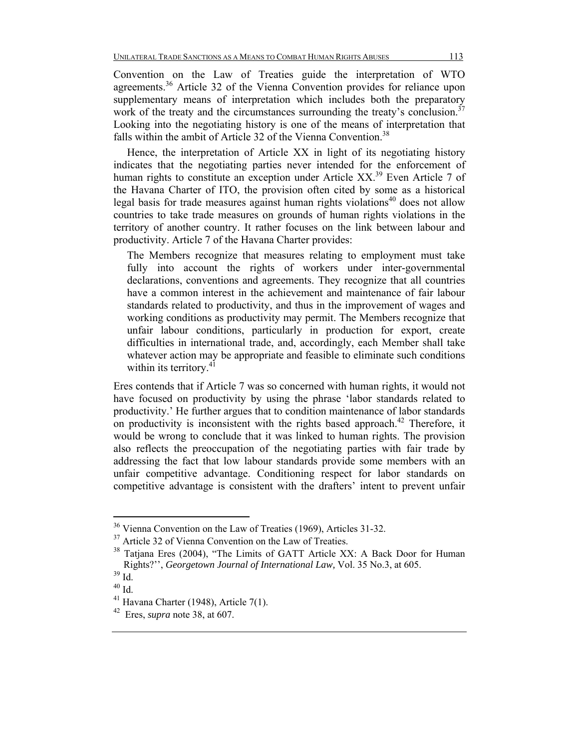Convention on the Law of Treaties guide the interpretation of WTO agreements.[36] Article 32 of the Vienna Convention provides for reliance upon supplementary means of interpretation which includes both the preparatory work of the treaty and the circumstances surrounding the treaty's conclusion.[37] Looking into the negotiating history is one of the means of interpretation that falls within the ambit of Article 32 of the Vienna Convention.[38]

Hence, the interpretation of Article XX in light of its negotiating history indicates that the negotiating parties never intended for the enforcement of human rights to constitute an exception under Article XX.[39] Even Article 7 of the Havana Charter of ITO, the provision often cited by some as a historical legal basis for trade measures against human rights violations[40] does not allow countries to take trade measures on grounds of human rights violations in the territory of another country. It rather focuses on the link between labour and productivity. Article 7 of the Havana Charter provides:

> The Members recognize that measures relating to employment must take fully into account the rights of workers under inter-governmental declarations, conventions and agreements. They recognize that all countries have a common interest in the achievement and maintenance of fair labour standards related to productivity, and thus in the improvement of wages and working conditions as productivity may permit. The Members recognize that unfair labour conditions, particularly in production for export, create difficulties in international trade, and, accordingly, each Member shall take whatever action may be appropriate and feasible to eliminate such conditions within its territory.[41]

Eres contends that if Article 7 was so concerned with human rights, it would not have focused on productivity by using the phrase 'labor standards related to productivity.' He further argues that to condition maintenance of labor standards on productivity is inconsistent with the rights based approach.[42] Therefore, it would be wrong to conclude that it was linked to human rights. The provision also reflects the preoccupation of the negotiating parties with fair trade by addressing the fact that low labour standards provide some members with an unfair competitive advantage. Conditioning respect for labor standards on competitive advantage is consistent with the drafters' intent to prevent unfair

---

[36] Vienna Convention on the Law of Treaties (1969), Articles 31-32.

[37] Article 32 of Vienna Convention on the Law of Treaties.

[38] Tatjana Eres (2004), "The Limits of GATT Article XX: A Back Door for Human Rights?'', *Georgetown Journal of International Law,* Vol. 35 No.3, at 605.

[39] Id.

[40] Id.

[41] Havana Charter (1948), Article 7(1).

[42] Eres, *supra* note 38, at 607.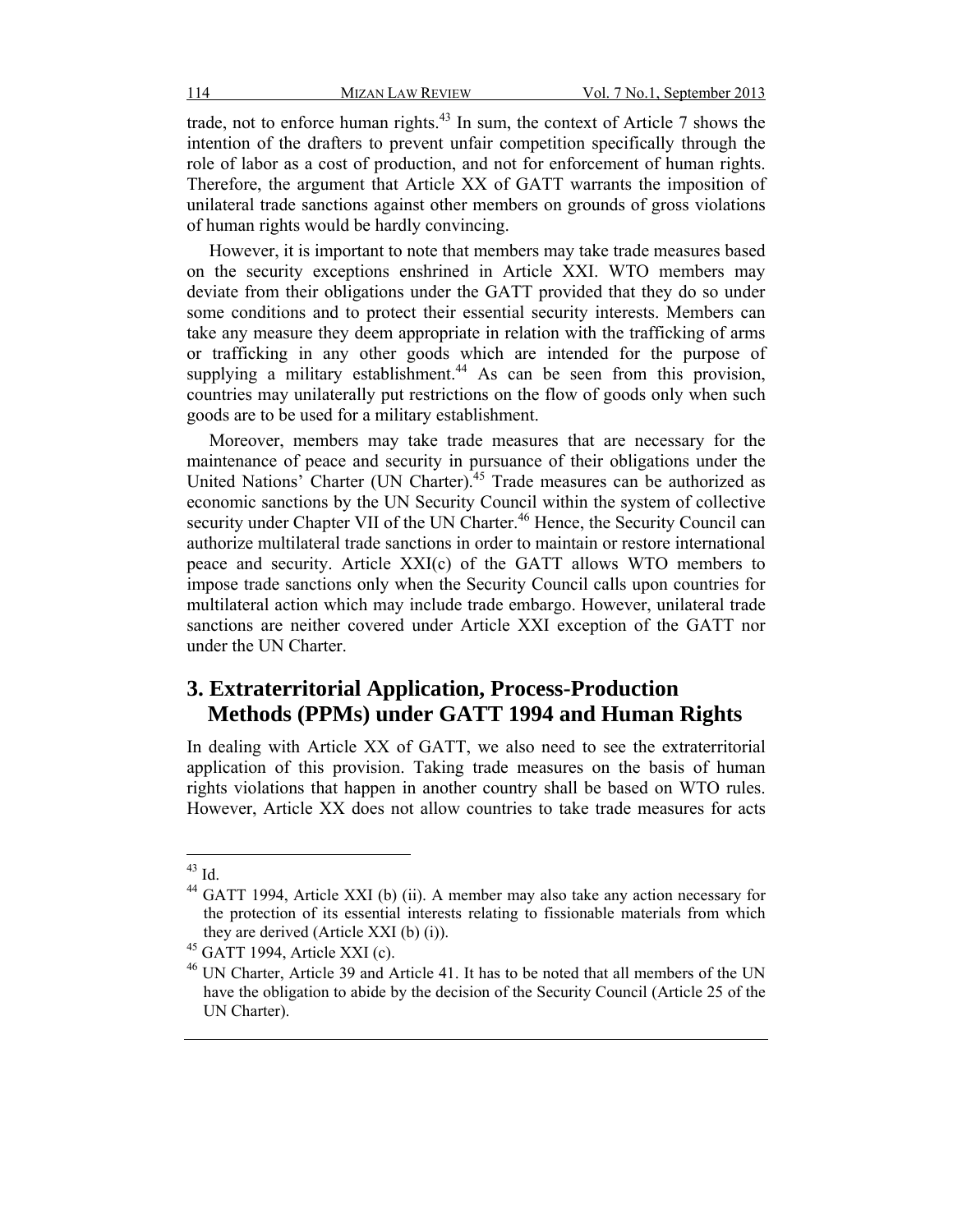trade, not to enforce human rights.[43] In sum, the context of Article 7 shows the intention of the drafters to prevent unfair competition specifically through the role of labor as a cost of production, and not for enforcement of human rights. Therefore, the argument that Article XX of GATT warrants the imposition of unilateral trade sanctions against other members on grounds of gross violations of human rights would be hardly convincing.

However, it is important to note that members may take trade measures based on the security exceptions enshrined in Article XXI. WTO members may deviate from their obligations under the GATT provided that they do so under some conditions and to protect their essential security interests. Members can take any measure they deem appropriate in relation with the trafficking of arms or trafficking in any other goods which are intended for the purpose of supplying a military establishment.[44] As can be seen from this provision, countries may unilaterally put restrictions on the flow of goods only when such goods are to be used for a military establishment.

Moreover, members may take trade measures that are necessary for the maintenance of peace and security in pursuance of their obligations under the United Nations' Charter (UN Charter).[45] Trade measures can be authorized as economic sanctions by the UN Security Council within the system of collective security under Chapter VII of the UN Charter.[46] Hence, the Security Council can authorize multilateral trade sanctions in order to maintain or restore international peace and security. Article XXI(c) of the GATT allows WTO members to impose trade sanctions only when the Security Council calls upon countries for multilateral action which may include trade embargo. However, unilateral trade sanctions are neither covered under Article XXI exception of the GATT nor under the UN Charter.

## 3. Extraterritorial Application, Process-Production Methods (PPMs) under GATT 1994 and Human Rights

In dealing with Article XX of GATT, we also need to see the extraterritorial application of this provision. Taking trade measures on the basis of human rights violations that happen in another country shall be based on WTO rules. However, Article XX does not allow countries to take trade measures for acts

---

[43] Id.

[44] GATT 1994, Article XXI (b) (ii). A member may also take any action necessary for the protection of its essential interests relating to fissionable materials from which they are derived (Article XXI (b) (i)).

[45] GATT 1994, Article XXI (c).

[46] UN Charter, Article 39 and Article 41. It has to be noted that all members of the UN have the obligation to abide by the decision of the Security Council (Article 25 of the UN Charter).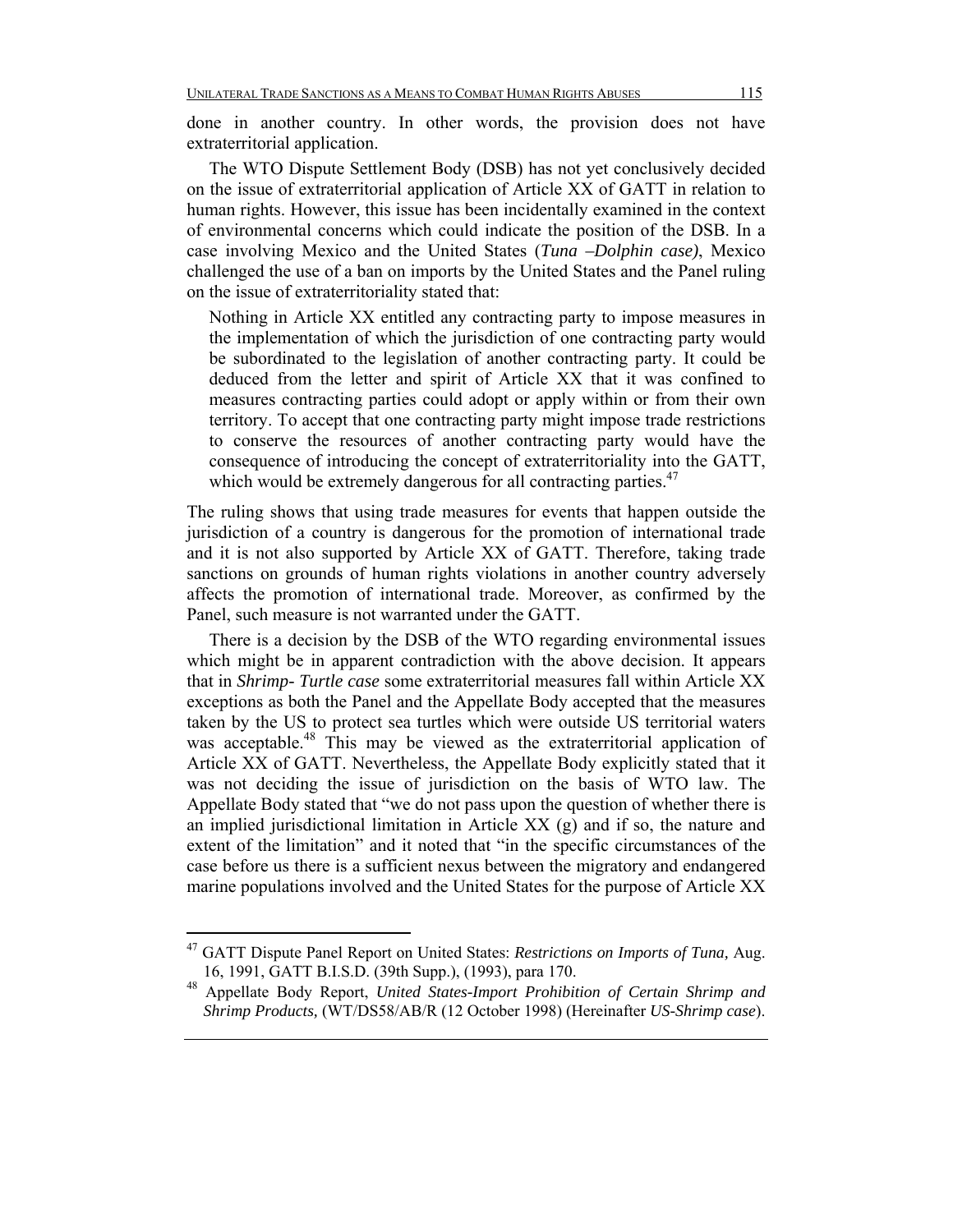done in another country. In other words, the provision does not have extraterritorial application.

The WTO Dispute Settlement Body (DSB) has not yet conclusively decided on the issue of extraterritorial application of Article XX of GATT in relation to human rights. However, this issue has been incidentally examined in the context of environmental concerns which could indicate the position of the DSB. In a case involving Mexico and the United States (***Tuna –Dolphin case)***, Mexico challenged the use of a ban on imports by the United States and the Panel ruling on the issue of extraterritoriality stated that:

> Nothing in Article XX entitled any contracting party to impose measures in the implementation of which the jurisdiction of one contracting party would be subordinated to the legislation of another contracting party. It could be deduced from the letter and spirit of Article XX that it was confined to measures contracting parties could adopt or apply within or from their own territory. To accept that one contracting party might impose trade restrictions to conserve the resources of another contracting party would have the consequence of introducing the concept of extraterritoriality into the GATT, which would be extremely dangerous for all contracting parties.[47]

The ruling shows that using trade measures for events that happen outside the jurisdiction of a country is dangerous for the promotion of international trade and it is not also supported by Article XX of GATT. Therefore, taking trade sanctions on grounds of human rights violations in another country adversely affects the promotion of international trade. Moreover, as confirmed by the Panel, such measure is not warranted under the GATT.

There is a decision by the DSB of the WTO regarding environmental issues which might be in apparent contradiction with the above decision. It appears that in ***Shrimp- Turtle case*** some extraterritorial measures fall within Article XX exceptions as both the Panel and the Appellate Body accepted that the measures taken by the US to protect sea turtles which were outside US territorial waters was acceptable.[48] This may be viewed as the extraterritorial application of Article XX of GATT. Nevertheless, the Appellate Body explicitly stated that it was not deciding the issue of jurisdiction on the basis of WTO law. The Appellate Body stated that "we do not pass upon the question of whether there is an implied jurisdictional limitation in Article XX (g) and if so, the nature and extent of the limitation" and it noted that "in the specific circumstances of the case before us there is a sufficient nexus between the migratory and endangered marine populations involved and the United States for the purpose of Article XX

---

[47] GATT Dispute Panel Report on United States: *Restrictions on Imports of Tuna,* Aug. 16, 1991, GATT B.I.S.D. (39th Supp.), (1993), para 170.

[48] Appellate Body Report, *United States-Import Prohibition of Certain Shrimp and Shrimp Products,* (WT/DS58/AB/R (12 October 1998) (Hereinafter *US-Shrimp case*).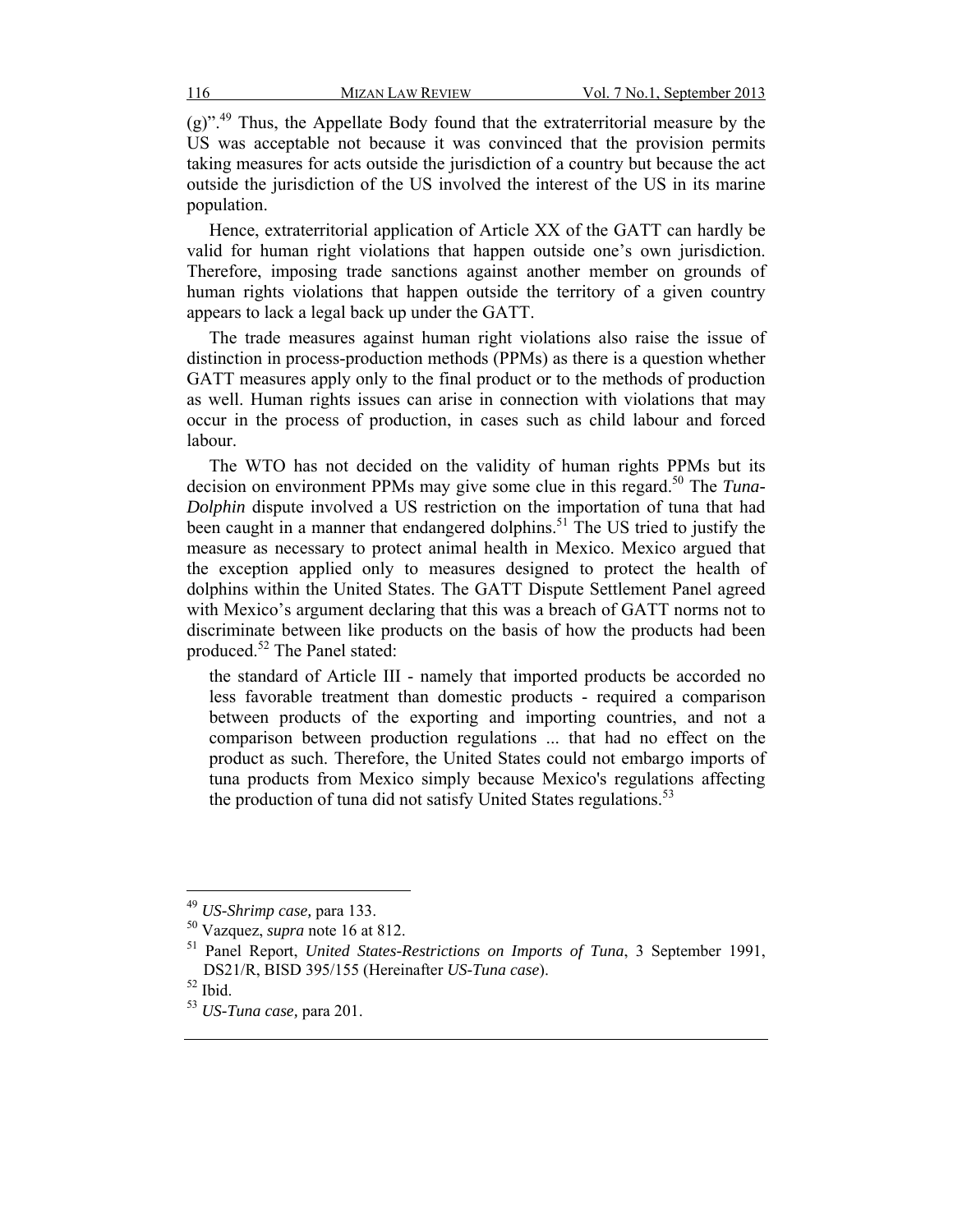(g)".[49] Thus, the Appellate Body found that the extraterritorial measure by the US was acceptable not because it was convinced that the provision permits taking measures for acts outside the jurisdiction of a country but because the act outside the jurisdiction of the US involved the interest of the US in its marine population.

Hence, extraterritorial application of Article XX of the GATT can hardly be valid for human right violations that happen outside one's own jurisdiction. Therefore, imposing trade sanctions against another member on grounds of human rights violations that happen outside the territory of a given country appears to lack a legal back up under the GATT.

The trade measures against human right violations also raise the issue of distinction in process-production methods (PPMs) as there is a question whether GATT measures apply only to the final product or to the methods of production as well. Human rights issues can arise in connection with violations that may occur in the process of production, in cases such as child labour and forced labour.

The WTO has not decided on the validity of human rights PPMs but its decision on environment PPMs may give some clue in this regard.[50] The *Tuna-Dolphin* dispute involved a US restriction on the importation of tuna that had been caught in a manner that endangered dolphins.[51] The US tried to justify the measure as necessary to protect animal health in Mexico. Mexico argued that the exception applied only to measures designed to protect the health of dolphins within the United States. The GATT Dispute Settlement Panel agreed with Mexico's argument declaring that this was a breach of GATT norms not to discriminate between like products on the basis of how the products had been produced.[52] The Panel stated:

> the standard of Article III - namely that imported products be accorded no less favorable treatment than domestic products - required a comparison between products of the exporting and importing countries, and not a comparison between production regulations ... that had no effect on the product as such. Therefore, the United States could not embargo imports of tuna products from Mexico simply because Mexico's regulations affecting the production of tuna did not satisfy United States regulations.[53]

---

[49] *US-Shrimp case,* para 133.

[50] Vazquez, *supra* note 16 at 812.

[51] Panel Report, *United States-Restrictions on Imports of Tuna*, 3 September 1991, DS21/R, BISD 395/155 (Hereinafter *US-Tuna case*).

[52] Ibid.

[53] *US-Tuna case,* para 201.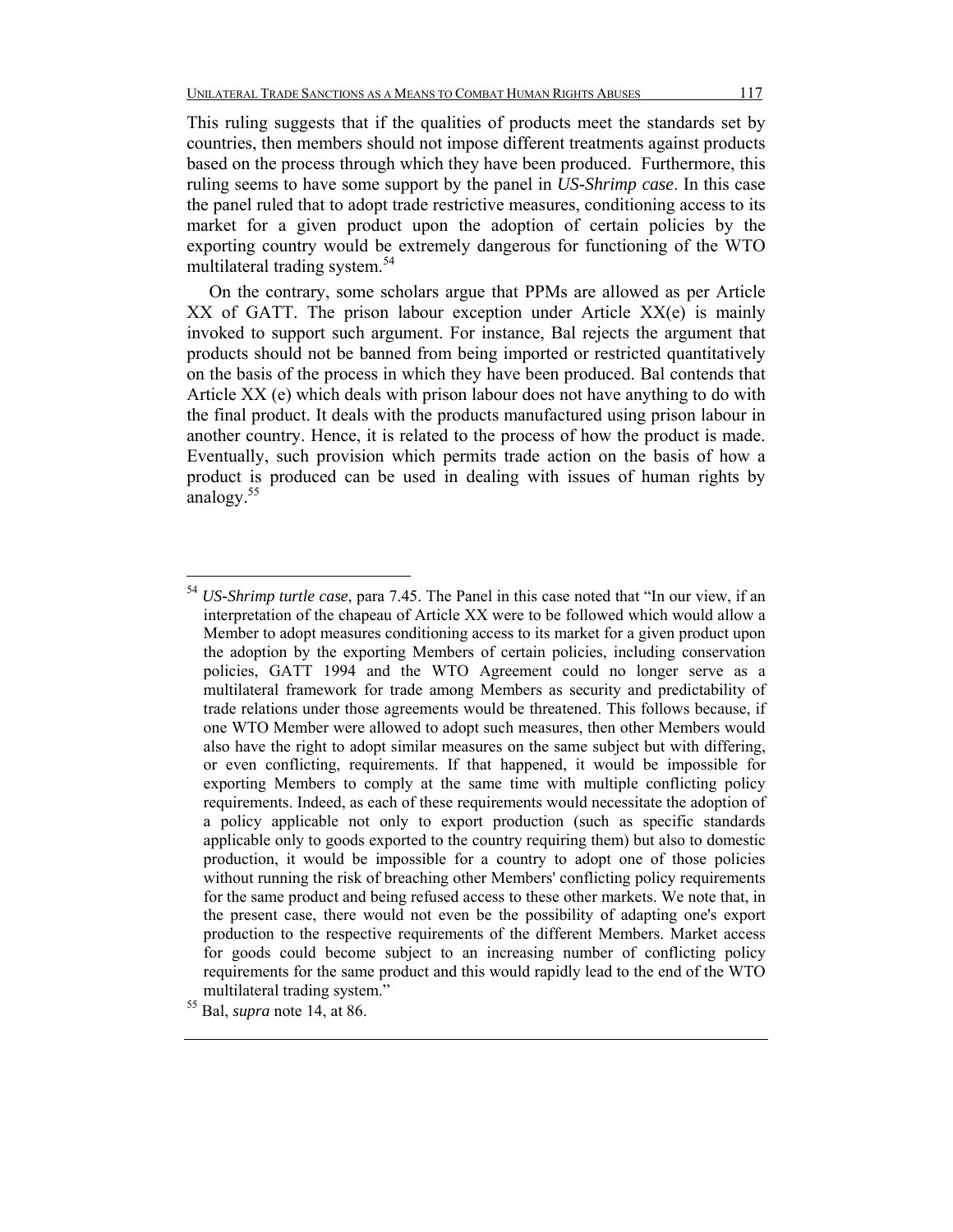This ruling suggests that if the qualities of products meet the standards set by countries, then members should not impose different treatments against products based on the process through which they have been produced. Furthermore, this ruling seems to have some support by the panel in *US-Shrimp case*. In this case the panel ruled that to adopt trade restrictive measures, conditioning access to its market for a given product upon the adoption of certain policies by the exporting country would be extremely dangerous for functioning of the WTO multilateral trading system.[54]

On the contrary, some scholars argue that PPMs are allowed as per Article XX of GATT. The prison labour exception under Article XX(e) is mainly invoked to support such argument. For instance, Bal rejects the argument that products should not be banned from being imported or restricted quantitatively on the basis of the process in which they have been produced. Bal contends that Article XX (e) which deals with prison labour does not have anything to do with the final product. It deals with the products manufactured using prison labour in another country. Hence, it is related to the process of how the product is made. Eventually, such provision which permits trade action on the basis of how a product is produced can be used in dealing with issues of human rights by analogy.[55]

---

[54] *US-Shrimp turtle case*, para 7.45. The Panel in this case noted that "In our view, if an interpretation of the chapeau of Article XX were to be followed which would allow a Member to adopt measures conditioning access to its market for a given product upon the adoption by the exporting Members of certain policies, including conservation policies, GATT 1994 and the WTO Agreement could no longer serve as a multilateral framework for trade among Members as security and predictability of trade relations under those agreements would be threatened. This follows because, if one WTO Member were allowed to adopt such measures, then other Members would also have the right to adopt similar measures on the same subject but with differing, or even conflicting, requirements. If that happened, it would be impossible for exporting Members to comply at the same time with multiple conflicting policy requirements. Indeed, as each of these requirements would necessitate the adoption of a policy applicable not only to export production (such as specific standards applicable only to goods exported to the country requiring them) but also to domestic production, it would be impossible for a country to adopt one of those policies without running the risk of breaching other Members' conflicting policy requirements for the same product and being refused access to these other markets. We note that, in the present case, there would not even be the possibility of adapting one's export production to the respective requirements of the different Members. Market access for goods could become subject to an increasing number of conflicting policy requirements for the same product and this would rapidly lead to the end of the WTO multilateral trading system."

[55] Bal, *supra* note 14, at 86.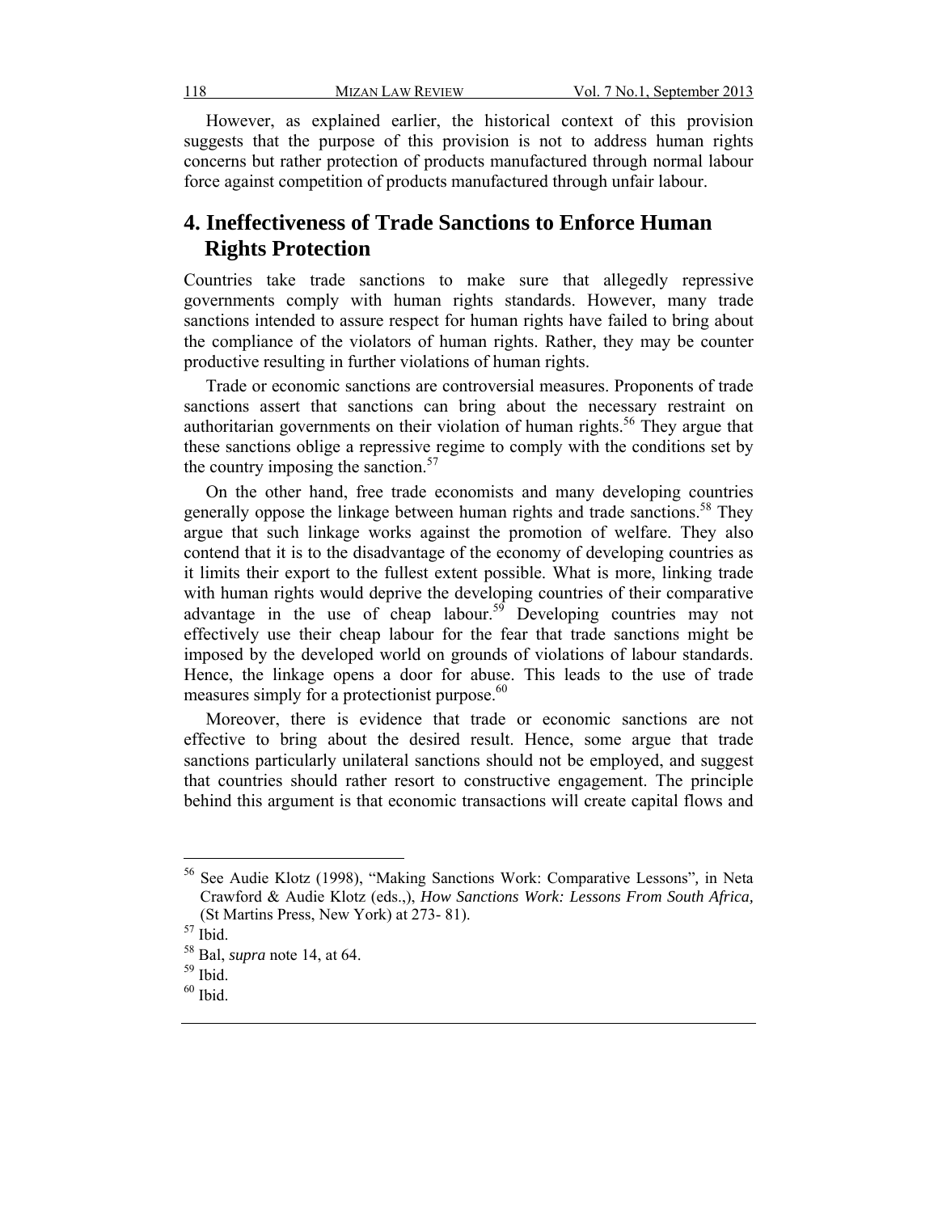However, as explained earlier, the historical context of this provision suggests that the purpose of this provision is not to address human rights concerns but rather protection of products manufactured through normal labour force against competition of products manufactured through unfair labour.

## 4. Ineffectiveness of Trade Sanctions to Enforce Human Rights Protection

Countries take trade sanctions to make sure that allegedly repressive governments comply with human rights standards. However, many trade sanctions intended to assure respect for human rights have failed to bring about the compliance of the violators of human rights. Rather, they may be counter productive resulting in further violations of human rights.

Trade or economic sanctions are controversial measures. Proponents of trade sanctions assert that sanctions can bring about the necessary restraint on authoritarian governments on their violation of human rights.[56] They argue that these sanctions oblige a repressive regime to comply with the conditions set by the country imposing the sanction.[57]

On the other hand, free trade economists and many developing countries generally oppose the linkage between human rights and trade sanctions.[58] They argue that such linkage works against the promotion of welfare. They also contend that it is to the disadvantage of the economy of developing countries as it limits their export to the fullest extent possible. What is more, linking trade with human rights would deprive the developing countries of their comparative advantage in the use of cheap labour.[59] Developing countries may not effectively use their cheap labour for the fear that trade sanctions might be imposed by the developed world on grounds of violations of labour standards. Hence, the linkage opens a door for abuse. This leads to the use of trade measures simply for a protectionist purpose.[60]

Moreover, there is evidence that trade or economic sanctions are not effective to bring about the desired result. Hence, some argue that trade sanctions particularly unilateral sanctions should not be employed, and suggest that countries should rather resort to constructive engagement. The principle behind this argument is that economic transactions will create capital flows and

---

[56] See Audie Klotz (1998), "Making Sanctions Work: Comparative Lessons", in Neta Crawford & Audie Klotz (eds.,), *How Sanctions Work: Lessons From South Africa,* (St Martins Press, New York) at 273- 81).

[57] Ibid.

[58] Bal, *supra* note 14, at 64.

[59] Ibid.

[60] Ibid.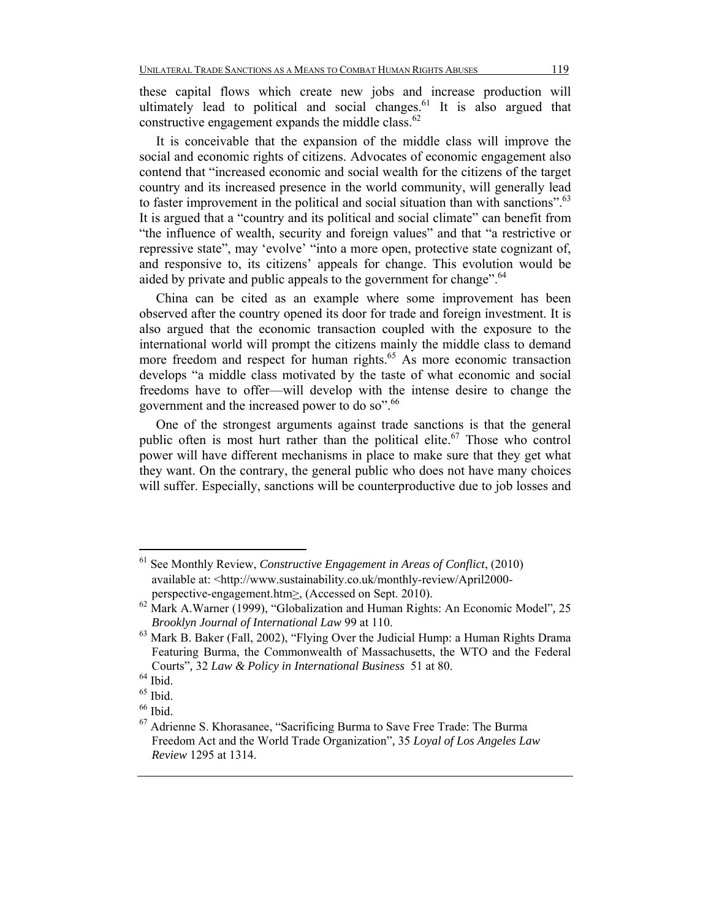these capital flows which create new jobs and increase production will ultimately lead to political and social changes.[61] It is also argued that constructive engagement expands the middle class.[62]

It is conceivable that the expansion of the middle class will improve the social and economic rights of citizens. Advocates of economic engagement also contend that "increased economic and social wealth for the citizens of the target country and its increased presence in the world community, will generally lead to faster improvement in the political and social situation than with sanctions".[63] It is argued that a "country and its political and social climate" can benefit from "the influence of wealth, security and foreign values" and that "a restrictive or repressive state", may 'evolve' "into a more open, protective state cognizant of, and responsive to, its citizens' appeals for change. This evolution would be aided by private and public appeals to the government for change".[64]

China can be cited as an example where some improvement has been observed after the country opened its door for trade and foreign investment. It is also argued that the economic transaction coupled with the exposure to the international world will prompt the citizens mainly the middle class to demand more freedom and respect for human rights.[65] As more economic transaction develops "a middle class motivated by the taste of what economic and social freedoms have to offer—will develop with the intense desire to change the government and the increased power to do so".[66]

One of the strongest arguments against trade sanctions is that the general public often is most hurt rather than the political elite.[67] Those who control power will have different mechanisms in place to make sure that they get what they want. On the contrary, the general public who does not have many choices will suffer. Especially, sanctions will be counterproductive due to job losses and

---

[61] See Monthly Review, *Constructive Engagement in Areas of Conflict*, (2010) available at: <http://www.sustainability.co.uk/monthly-review/April2000-perspective-engagement.htm>, (Accessed on Sept. 2010).

[62] Mark A.Warner (1999), "Globalization and Human Rights: An Economic Model", 25 *Brooklyn Journal of International Law* 99 at 110.

[63] Mark B. Baker (Fall, 2002), "Flying Over the Judicial Hump: a Human Rights Drama Featuring Burma, the Commonwealth of Massachusetts, the WTO and the Federal Courts", 32 *Law & Policy in International Business* 51 at 80.

[64] Ibid.

[65] Ibid.

[66] Ibid.

[67] Adrienne S. Khorasanee, "Sacrificing Burma to Save Free Trade: The Burma Freedom Act and the World Trade Organization", 35 *Loyal of Los Angeles Law Review* 1295 at 1314.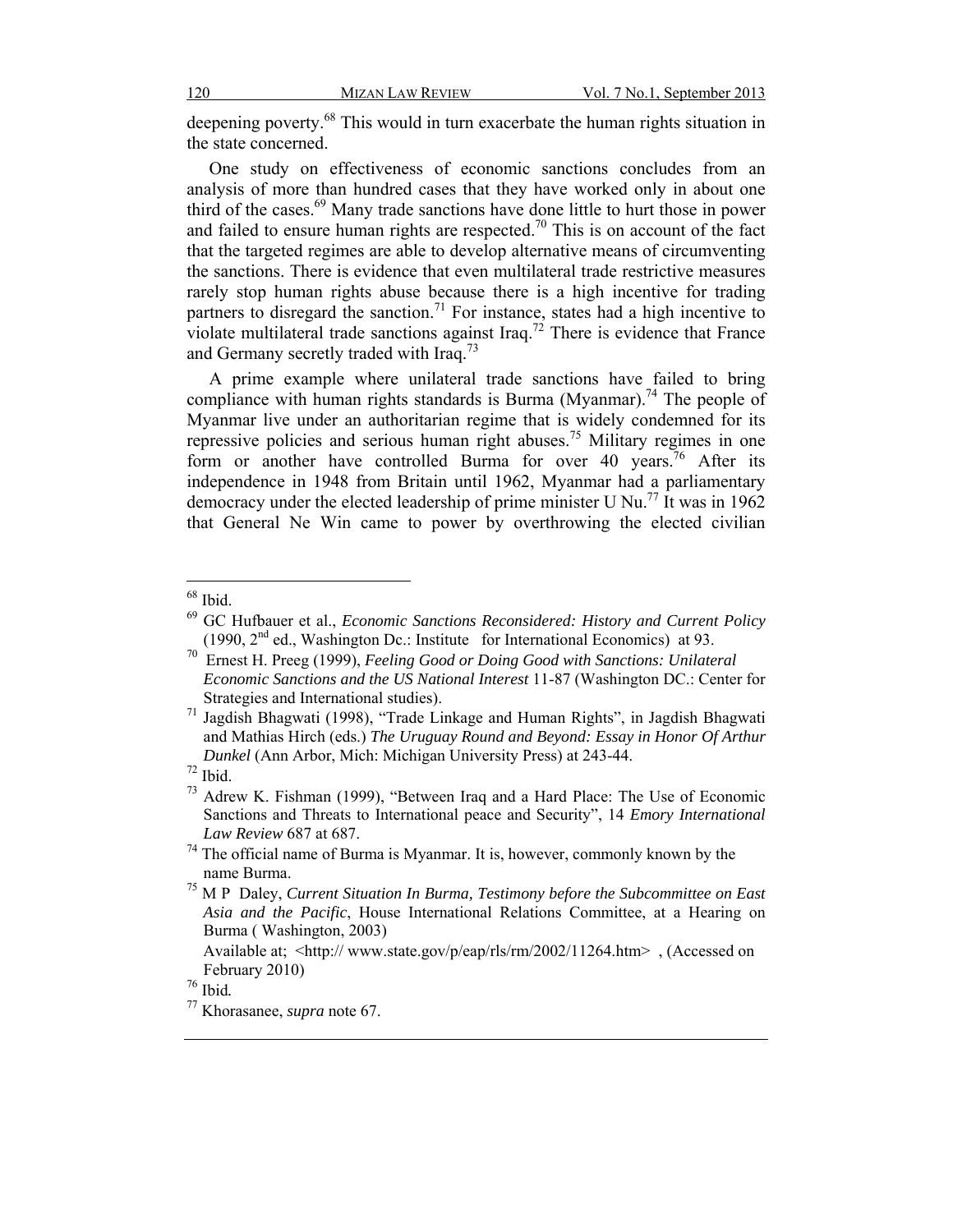deepening poverty.[68] This would in turn exacerbate the human rights situation in the state concerned.

One study on effectiveness of economic sanctions concludes from an analysis of more than hundred cases that they have worked only in about one third of the cases.[69] Many trade sanctions have done little to hurt those in power and failed to ensure human rights are respected.[70] This is on account of the fact that the targeted regimes are able to develop alternative means of circumventing the sanctions. There is evidence that even multilateral trade restrictive measures rarely stop human rights abuse because there is a high incentive for trading partners to disregard the sanction.[71] For instance, states had a high incentive to violate multilateral trade sanctions against Iraq.[72] There is evidence that France and Germany secretly traded with Iraq.[73]

A prime example where unilateral trade sanctions have failed to bring compliance with human rights standards is Burma (Myanmar).[74] The people of Myanmar live under an authoritarian regime that is widely condemned for its repressive policies and serious human right abuses.[75] Military regimes in one form or another have controlled Burma for over 40 years.[76] After its independence in 1948 from Britain until 1962, Myanmar had a parliamentary democracy under the elected leadership of prime minister U Nu.[77] It was in 1962 that General Ne Win came to power by overthrowing the elected civilian

---

[68] Ibid.

[69] GC Hufbauer et al., *Economic Sanctions Reconsidered: History and Current Policy* (1990, 2nd ed., Washington Dc.: Institute for International Economics) at 93.

[70] Ernest H. Preeg (1999), *Feeling Good or Doing Good with Sanctions: Unilateral Economic Sanctions and the US National Interest* 11-87 (Washington DC.: Center for Strategies and International studies).

[71] Jagdish Bhagwati (1998), "Trade Linkage and Human Rights", in Jagdish Bhagwati and Mathias Hirch (eds.) *The Uruguay Round and Beyond: Essay in Honor Of Arthur Dunkel* (Ann Arbor, Mich: Michigan University Press) at 243-44.

[72] Ibid.

[73] Adrew K. Fishman (1999), "Between Iraq and a Hard Place: The Use of Economic Sanctions and Threats to International peace and Security", 14 *Emory International Law Review* 687 at 687.

[74] The official name of Burma is Myanmar. It is, however, commonly known by the name Burma.

[75] M P Daley, *Current Situation In Burma, Testimony before the Subcommittee on East Asia and the Pacific*, House International Relations Committee, at a Hearing on Burma ( Washington, 2003)
Available at; <http:// www.state.gov/p/eap/rls/rm/2002/11264.htm> , (Accessed on February 2010)

[76] Ibid.

[77] Khorasanee, *supra* note 67.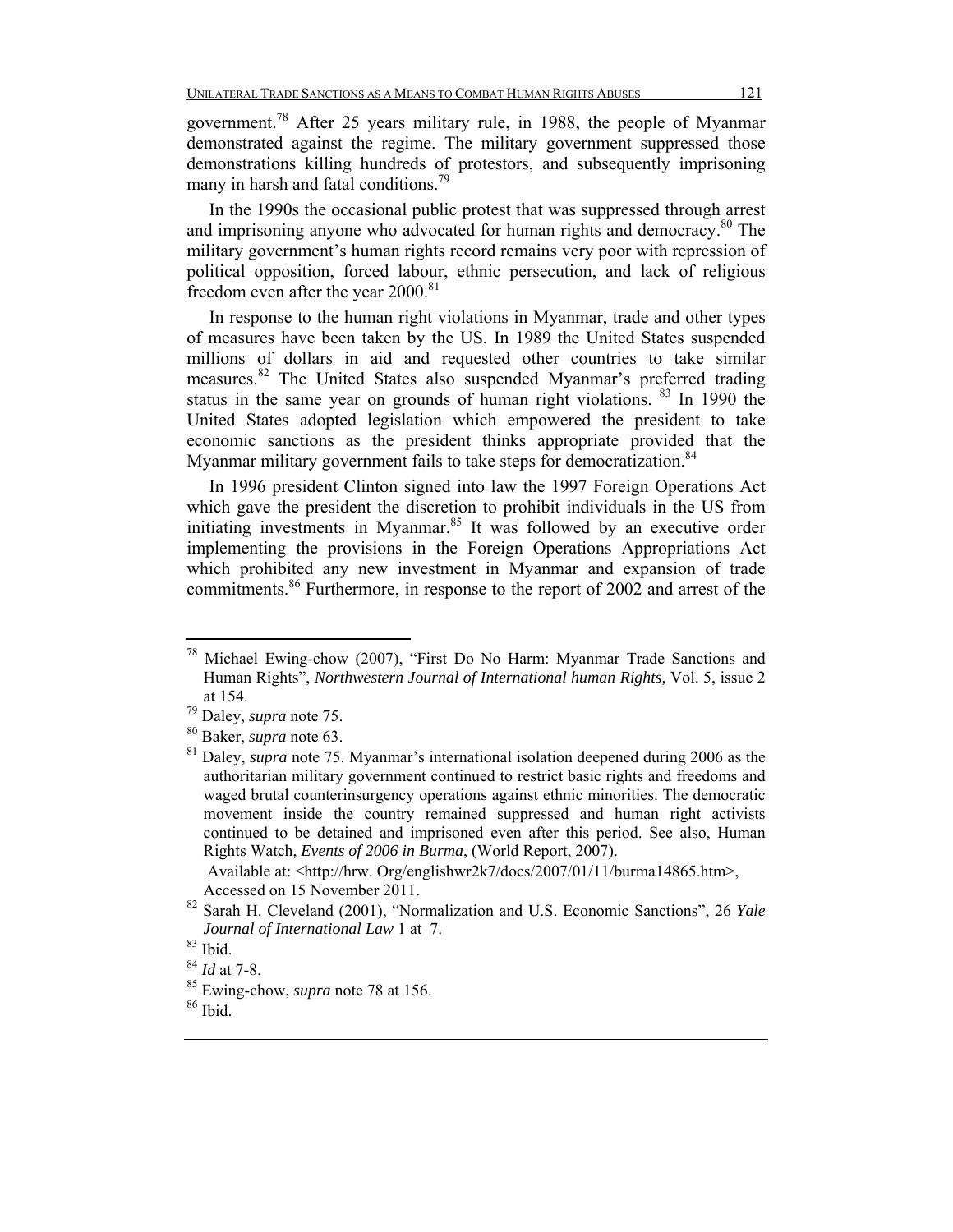government.[78] After 25 years military rule, in 1988, the people of Myanmar demonstrated against the regime. The military government suppressed those demonstrations killing hundreds of protestors, and subsequently imprisoning many in harsh and fatal conditions.[79]

In the 1990s the occasional public protest that was suppressed through arrest and imprisoning anyone who advocated for human rights and democracy.[80] The military government's human rights record remains very poor with repression of political opposition, forced labour, ethnic persecution, and lack of religious freedom even after the year 2000.[81]

In response to the human right violations in Myanmar, trade and other types of measures have been taken by the US. In 1989 the United States suspended millions of dollars in aid and requested other countries to take similar measures.[82] The United States also suspended Myanmar's preferred trading status in the same year on grounds of human right violations. [83] In 1990 the United States adopted legislation which empowered the president to take economic sanctions as the president thinks appropriate provided that the Myanmar military government fails to take steps for democratization.[84]

In 1996 president Clinton signed into law the 1997 Foreign Operations Act which gave the president the discretion to prohibit individuals in the US from initiating investments in Myanmar.[85] It was followed by an executive order implementing the provisions in the Foreign Operations Appropriations Act which prohibited any new investment in Myanmar and expansion of trade commitments.[86] Furthermore, in response to the report of 2002 and arrest of the

---

[78] Michael Ewing-chow (2007), "First Do No Harm: Myanmar Trade Sanctions and Human Rights", *Northwestern Journal of International human Rights,* Vol. 5, issue 2 at 154.

[79] Daley, *supra* note 75.

[80] Baker, *supra* note 63.

[81] Daley, *supra* note 75. Myanmar's international isolation deepened during 2006 as the authoritarian military government continued to restrict basic rights and freedoms and waged brutal counterinsurgency operations against ethnic minorities. The democratic movement inside the country remained suppressed and human right activists continued to be detained and imprisoned even after this period. See also, Human Rights Watch, *Events of 2006 in Burma*, (World Report, 2007).
Available at: <http://hrw. Org/englishwr2k7/docs/2007/01/11/burma14865.htm>, Accessed on 15 November 2011.

[82] Sarah H. Cleveland (2001), "Normalization and U.S. Economic Sanctions", 26 *Yale Journal of International Law* 1 at 7.

[83] Ibid.

[84] *Id* at 7-8.

[85] Ewing-chow, *supra* note 78 at 156.

[86] Ibid.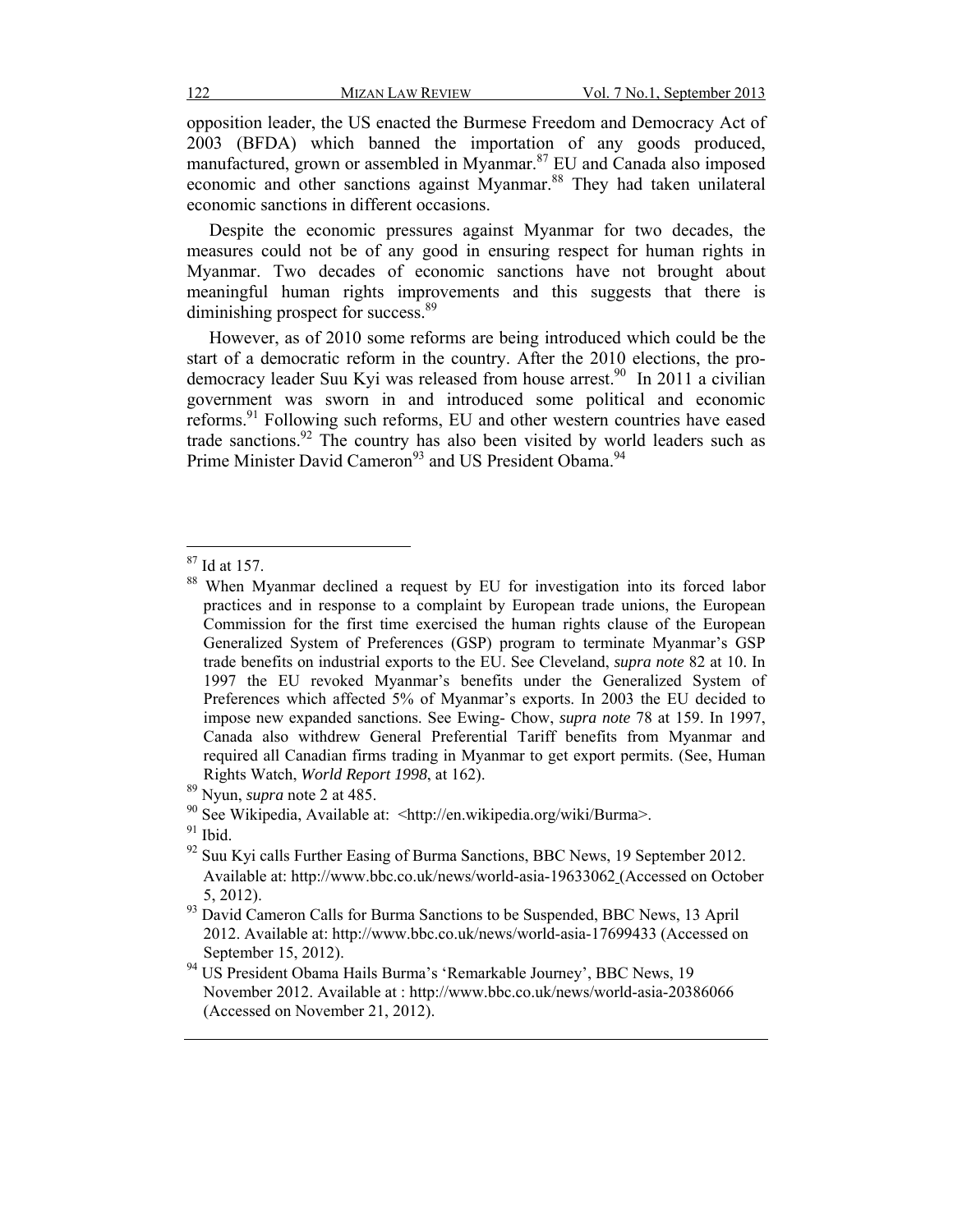opposition leader, the US enacted the Burmese Freedom and Democracy Act of 2003 (BFDA) which banned the importation of any goods produced, manufactured, grown or assembled in Myanmar.[87] EU and Canada also imposed economic and other sanctions against Myanmar.[88] They had taken unilateral economic sanctions in different occasions.

Despite the economic pressures against Myanmar for two decades, the measures could not be of any good in ensuring respect for human rights in Myanmar. Two decades of economic sanctions have not brought about meaningful human rights improvements and this suggests that there is diminishing prospect for success.[89]

However, as of 2010 some reforms are being introduced which could be the start of a democratic reform in the country. After the 2010 elections, the pro-democracy leader Suu Kyi was released from house arrest.[90] In 2011 a civilian government was sworn in and introduced some political and economic reforms.[91] Following such reforms, EU and other western countries have eased trade sanctions.[92] The country has also been visited by world leaders such as Prime Minister David Cameron[93] and US President Obama.[94]

---

[87] Id at 157.

[88] When Myanmar declined a request by EU for investigation into its forced labor practices and in response to a complaint by European trade unions, the European Commission for the first time exercised the human rights clause of the European Generalized System of Preferences (GSP) program to terminate Myanmar's GSP trade benefits on industrial exports to the EU. See Cleveland, *supra note* 82 at 10. In 1997 the EU revoked Myanmar's benefits under the Generalized System of Preferences which affected 5% of Myanmar's exports. In 2003 the EU decided to impose new expanded sanctions. See Ewing- Chow, *supra note* 78 at 159. In 1997, Canada also withdrew General Preferential Tariff benefits from Myanmar and required all Canadian firms trading in Myanmar to get export permits. (See, Human Rights Watch, *World Report 1998*, at 162).

[89] Nyun, *supra* note 2 at 485.

[90] See Wikipedia, Available at: <http://en.wikipedia.org/wiki/Burma>.

[91] Ibid.

[92] Suu Kyi calls Further Easing of Burma Sanctions, BBC News, 19 September 2012. Available at: http://www.bbc.co.uk/news/world-asia-19633062 (Accessed on October 5, 2012).

[93] David Cameron Calls for Burma Sanctions to be Suspended, BBC News, 13 April 2012. Available at: http://www.bbc.co.uk/news/world-asia-17699433 (Accessed on September 15, 2012).

[94] US President Obama Hails Burma's 'Remarkable Journey', BBC News, 19 November 2012. Available at : http://www.bbc.co.uk/news/world-asia-20386066 (Accessed on November 21, 2012).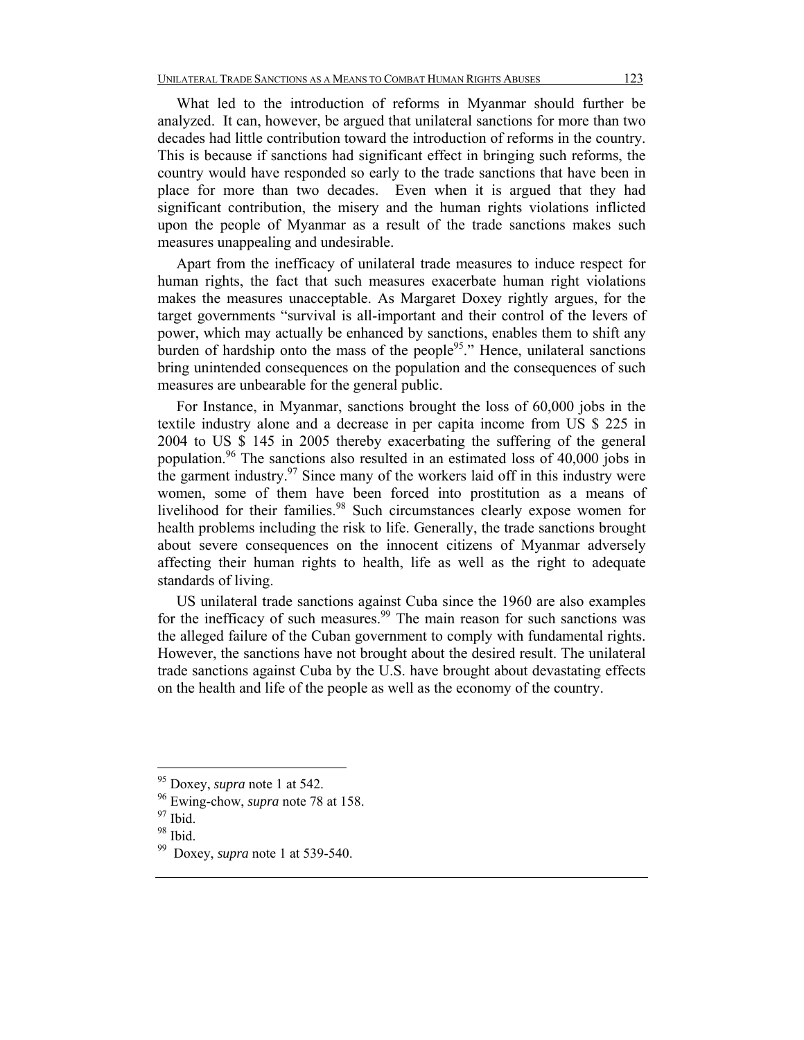What led to the introduction of reforms in Myanmar should further be analyzed. It can, however, be argued that unilateral sanctions for more than two decades had little contribution toward the introduction of reforms in the country. This is because if sanctions had significant effect in bringing such reforms, the country would have responded so early to the trade sanctions that have been in place for more than two decades. Even when it is argued that they had significant contribution, the misery and the human rights violations inflicted upon the people of Myanmar as a result of the trade sanctions makes such measures unappealing and undesirable.

Apart from the inefficacy of unilateral trade measures to induce respect for human rights, the fact that such measures exacerbate human right violations makes the measures unacceptable. As Margaret Doxey rightly argues, for the target governments "survival is all-important and their control of the levers of power, which may actually be enhanced by sanctions, enables them to shift any burden of hardship onto the mass of the people[95]." Hence, unilateral sanctions bring unintended consequences on the population and the consequences of such measures are unbearable for the general public.

For Instance, in Myanmar, sanctions brought the loss of 60,000 jobs in the textile industry alone and a decrease in per capita income from US $ 225 in 2004 to US $ 145 in 2005 thereby exacerbating the suffering of the general population.[96] The sanctions also resulted in an estimated loss of 40,000 jobs in the garment industry.[97] Since many of the workers laid off in this industry were women, some of them have been forced into prostitution as a means of livelihood for their families.[98] Such circumstances clearly expose women for health problems including the risk to life. Generally, the trade sanctions brought about severe consequences on the innocent citizens of Myanmar adversely affecting their human rights to health, life as well as the right to adequate standards of living.

US unilateral trade sanctions against Cuba since the 1960 are also examples for the inefficacy of such measures.[99] The main reason for such sanctions was the alleged failure of the Cuban government to comply with fundamental rights. However, the sanctions have not brought about the desired result. The unilateral trade sanctions against Cuba by the U.S. have brought about devastating effects on the health and life of the people as well as the economy of the country.

---

[95] Doxey, *supra* note 1 at 542.

[96] Ewing-chow, *supra* note 78 at 158.

[97] Ibid.

[98] Ibid.

[99] Doxey, *supra* note 1 at 539-540.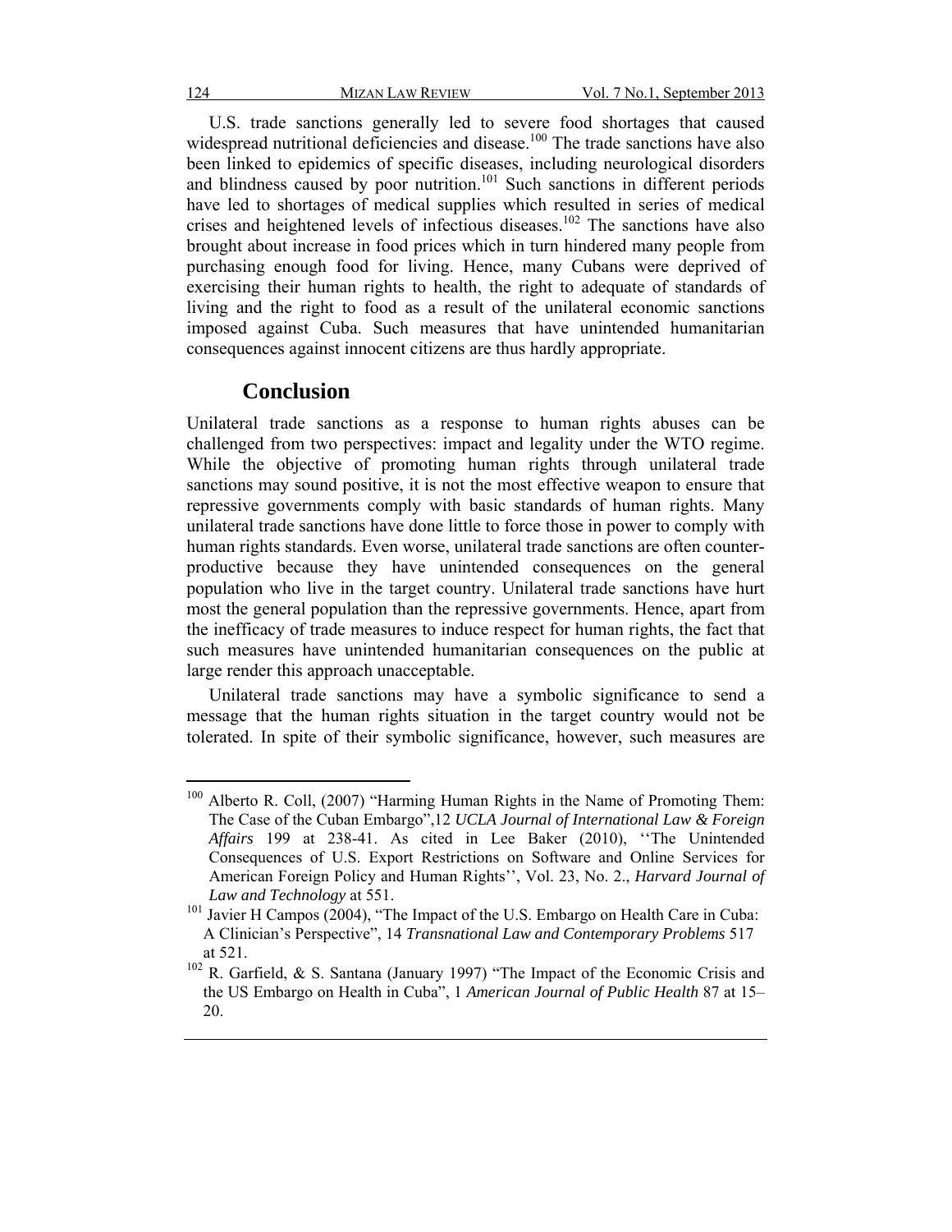U.S. trade sanctions generally led to severe food shortages that caused widespread nutritional deficiencies and disease.[100] The trade sanctions have also been linked to epidemics of specific diseases, including neurological disorders and blindness caused by poor nutrition.[101] Such sanctions in different periods have led to shortages of medical supplies which resulted in series of medical crises and heightened levels of infectious diseases.[102] The sanctions have also brought about increase in food prices which in turn hindered many people from purchasing enough food for living. Hence, many Cubans were deprived of exercising their human rights to health, the right to adequate of standards of living and the right to food as a result of the unilateral economic sanctions imposed against Cuba. Such measures that have unintended humanitarian consequences against innocent citizens are thus hardly appropriate.

## Conclusion

Unilateral trade sanctions as a response to human rights abuses can be challenged from two perspectives: impact and legality under the WTO regime. While the objective of promoting human rights through unilateral trade sanctions may sound positive, it is not the most effective weapon to ensure that repressive governments comply with basic standards of human rights. Many unilateral trade sanctions have done little to force those in power to comply with human rights standards. Even worse, unilateral trade sanctions are often counter-productive because they have unintended consequences on the general population who live in the target country. Unilateral trade sanctions have hurt most the general population than the repressive governments. Hence, apart from the inefficacy of trade measures to induce respect for human rights, the fact that such measures have unintended humanitarian consequences on the public at large render this approach unacceptable.

Unilateral trade sanctions may have a symbolic significance to send a message that the human rights situation in the target country would not be tolerated. In spite of their symbolic significance, however, such measures are

---

[100] Alberto R. Coll, (2007) "Harming Human Rights in the Name of Promoting Them: The Case of the Cuban Embargo",12 *UCLA Journal of International Law & Foreign Affairs* 199 at 238-41. As cited in Lee Baker (2010), ''The Unintended Consequences of U.S. Export Restrictions on Software and Online Services for American Foreign Policy and Human Rights'', Vol. 23, No. 2., *Harvard Journal of Law and Technology* at 551.

[101] Javier H Campos (2004), "The Impact of the U.S. Embargo on Health Care in Cuba: A Clinician's Perspective", 14 *Transnational Law and Contemporary Problems* 517 at 521.

[102] R. Garfield, & S. Santana (January 1997) "The Impact of the Economic Crisis and the US Embargo on Health in Cuba", 1 *American Journal of Public Health* 87 at 15–20.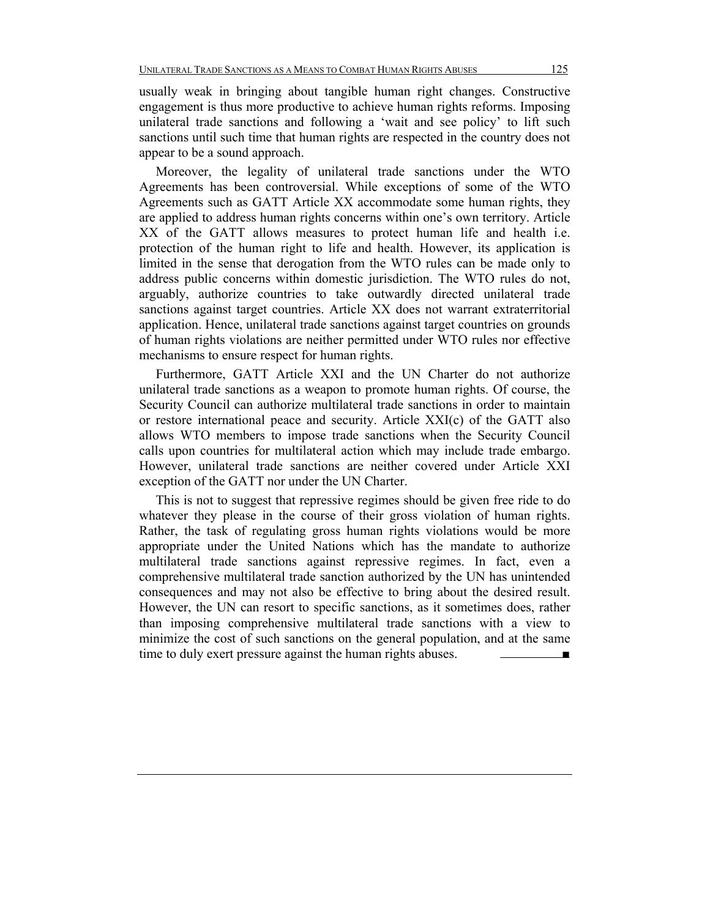usually weak in bringing about tangible human right changes. Constructive engagement is thus more productive to achieve human rights reforms. Imposing unilateral trade sanctions and following a 'wait and see policy' to lift such sanctions until such time that human rights are respected in the country does not appear to be a sound approach.

Moreover, the legality of unilateral trade sanctions under the WTO Agreements has been controversial. While exceptions of some of the WTO Agreements such as GATT Article XX accommodate some human rights, they are applied to address human rights concerns within one's own territory. Article XX of the GATT allows measures to protect human life and health i.e. protection of the human right to life and health. However, its application is limited in the sense that derogation from the WTO rules can be made only to address public concerns within domestic jurisdiction. The WTO rules do not, arguably, authorize countries to take outwardly directed unilateral trade sanctions against target countries. Article XX does not warrant extraterritorial application. Hence, unilateral trade sanctions against target countries on grounds of human rights violations are neither permitted under WTO rules nor effective mechanisms to ensure respect for human rights.

Furthermore, GATT Article XXI and the UN Charter do not authorize unilateral trade sanctions as a weapon to promote human rights. Of course, the Security Council can authorize multilateral trade sanctions in order to maintain or restore international peace and security. Article XXI(c) of the GATT also allows WTO members to impose trade sanctions when the Security Council calls upon countries for multilateral action which may include trade embargo. However, unilateral trade sanctions are neither covered under Article XXI exception of the GATT nor under the UN Charter.

This is not to suggest that repressive regimes should be given free ride to do whatever they please in the course of their gross violation of human rights. Rather, the task of regulating gross human rights violations would be more appropriate under the United Nations which has the mandate to authorize multilateral trade sanctions against repressive regimes. In fact, even a comprehensive multilateral trade sanction authorized by the UN has unintended consequences and may not also be effective to bring about the desired result. However, the UN can resort to specific sanctions, as it sometimes does, rather than imposing comprehensive multilateral trade sanctions with a view to minimize the cost of such sanctions on the general population, and at the same time to duly exert pressure against the human rights abuses. ■